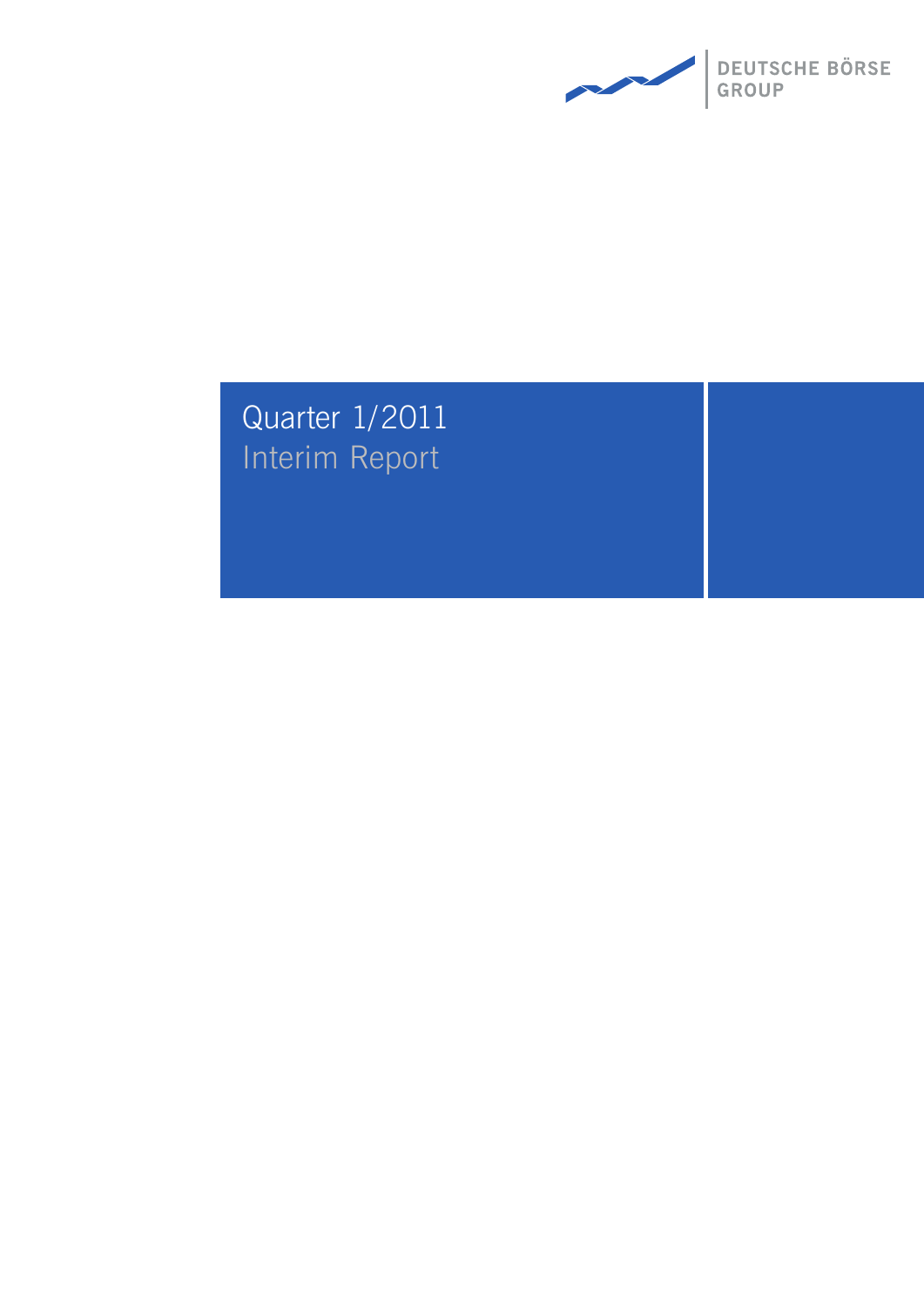DEUTSCHE BÖRSE GROUP

# Quarter 1/2011

## Interim Report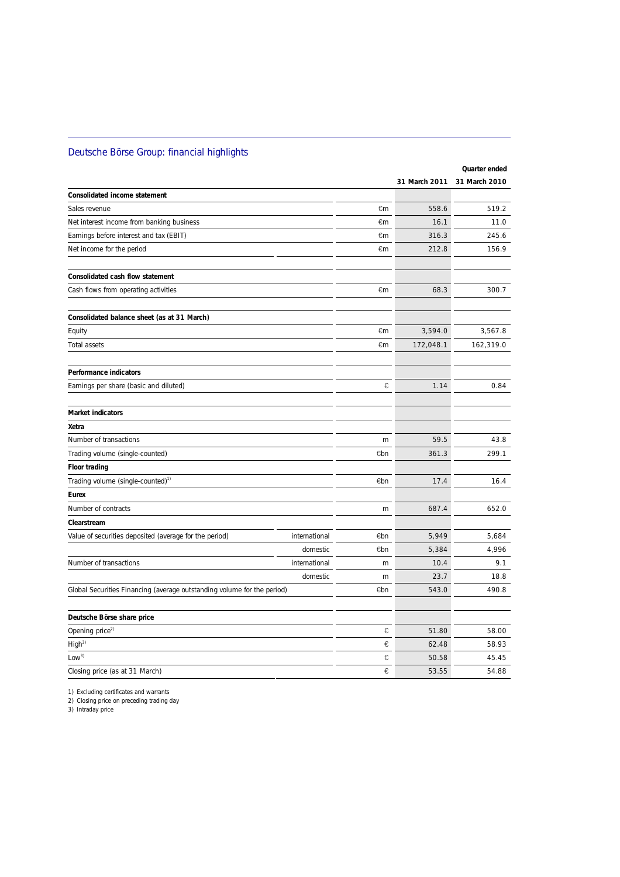## Deutsche Börse Group: financial highlights

| | | | Quarter ended | |
|---|---|---|---|---|
| | | | 31 March 2011 | 31 March 2010 |
| **Consolidated income statement** | | | | |
| Sales revenue | | €m | 558.6 | 519.2 |
| Net interest income from banking business | | €m | 16.1 | 11.0 |
| Earnings before interest and tax (EBIT) | | €m | 316.3 | 245.6 |
| Net income for the period | | €m | 212.8 | 156.9 |
| **Consolidated cash flow statement** | | | | |
| Cash flows from operating activities | | €m | 68.3 | 300.7 |
| **Consolidated balance sheet (as at 31 March)** | | | | |
| Equity | | €m | 3,594.0 | 3,567.8 |
| Total assets | | €m | 172,048.1 | 162,319.0 |
| **Performance indicators** | | | | |
| Earnings per share (basic and diluted) | | € | 1.14 | 0.84 |
| **Market indicators** | | | | |
| **Xetra** | | | | |
| Number of transactions | | m | 59.5 | 43.8 |
| Trading volume (single-counted) | | €bn | 361.3 | 299.1 |
| **Floor trading** | | | | |
| Trading volume (single-counted)[1] | | €bn | 17.4 | 16.4 |
| **Eurex** | | | | |
| Number of contracts | | m | 687.4 | 652.0 |
| **Clearstream** | | | | |
| Value of securities deposited (average for the period) | international | €bn | 5,949 | 5,684 |
| | domestic | €bn | 5,384 | 4,996 |
| Number of transactions | international | m | 10.4 | 9.1 |
| | domestic | m | 23.7 | 18.8 |
| Global Securities Financing (average outstanding volume for the period) | | €bn | 543.0 | 490.8 |
| **Deutsche Börse share price** | | | | |
| Opening price[2] | | € | 51.80 | 58.00 |
| High[3] | | € | 62.48 | 58.93 |
| Low[3] | | € | 50.58 | 45.45 |
| Closing price (as at 31 March) | | € | 53.55 | 54.88 |

1) Excluding certificates and warrants
2) Closing price on preceding trading day
3) Intraday price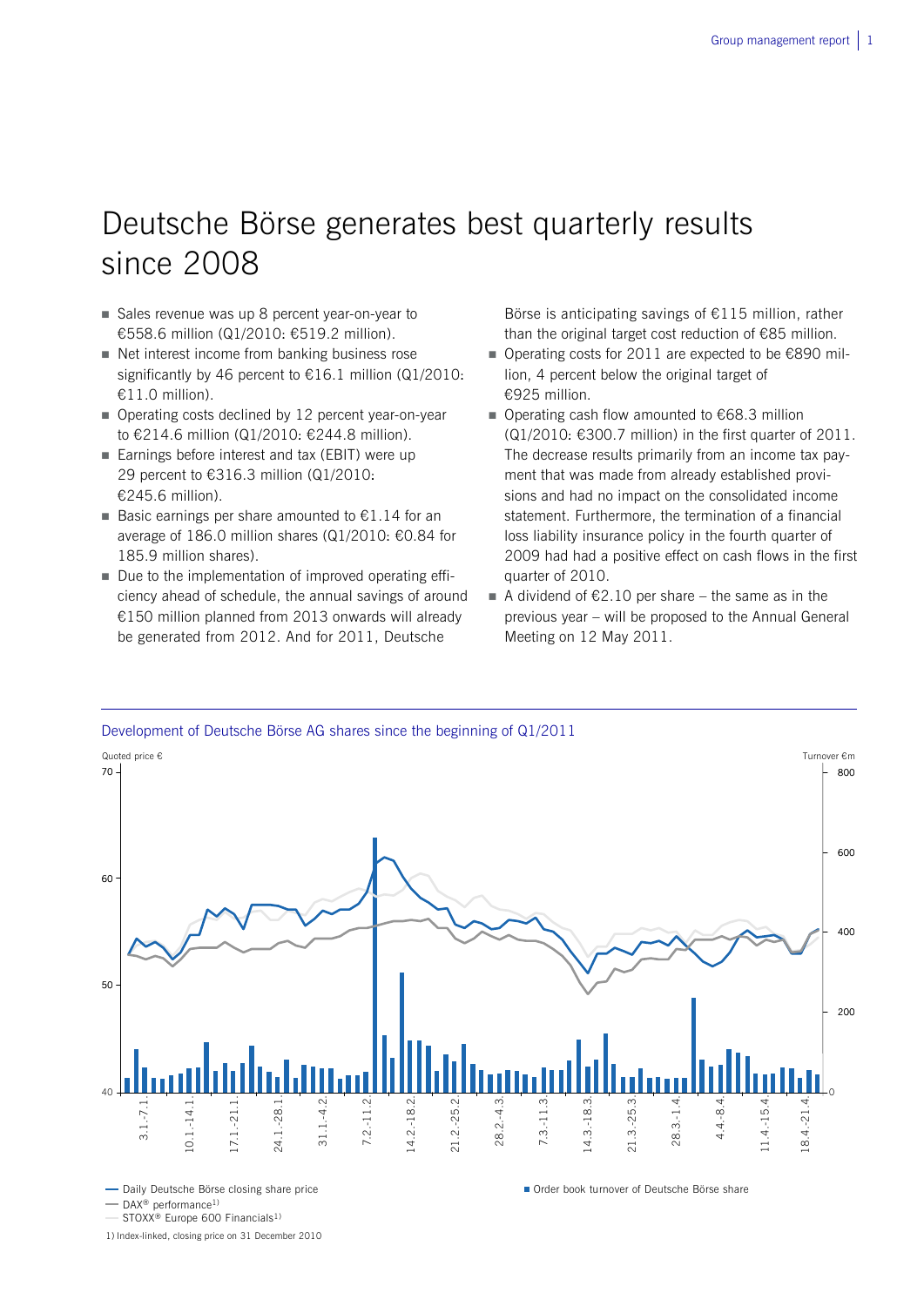# Deutsche Börse generates best quarterly results since 2008

- Sales revenue was up 8 percent year-on-year to €558.6 million (Q1/2010: €519.2 million).
- Net interest income from banking business rose significantly by 46 percent to €16.1 million (Q1/2010: €11.0 million).
- Operating costs declined by 12 percent year-on-year to €214.6 million (Q1/2010: €244.8 million).
- Earnings before interest and tax (EBIT) were up 29 percent to €316.3 million (Q1/2010: €245.6 million).
- Basic earnings per share amounted to €1.14 for an average of 186.0 million shares (Q1/2010: €0.84 for 185.9 million shares).
- Due to the implementation of improved operating efficiency ahead of schedule, the annual savings of around €150 million planned from 2013 onwards will already be generated from 2012. And for 2011, Deutsche Börse is anticipating savings of €115 million, rather than the original target cost reduction of €85 million.
- Operating costs for 2011 are expected to be €890 million, 4 percent below the original target of €925 million.
- Operating cash flow amounted to €68.3 million (Q1/2010: €300.7 million) in the first quarter of 2011. The decrease results primarily from an income tax payment that was made from already established provisions and had no impact on the consolidated income statement. Furthermore, the termination of a financial loss liability insurance policy in the fourth quarter of 2009 had had a positive effect on cash flows in the first quarter of 2010.
- A dividend of €2.10 per share – the same as in the previous year – will be proposed to the Annual General Meeting on 12 May 2011.

Development of Deutsche Börse AG shares since the beginning of Q1/2011

Quoted price € | Turnover €m

— Daily Deutsche Börse closing share price
— DAX® performance[1)]
— STOXX® Europe 600 Financials[1)]
■ Order book turnover of Deutsche Börse share

1) Index-linked, closing price on 31 December 2010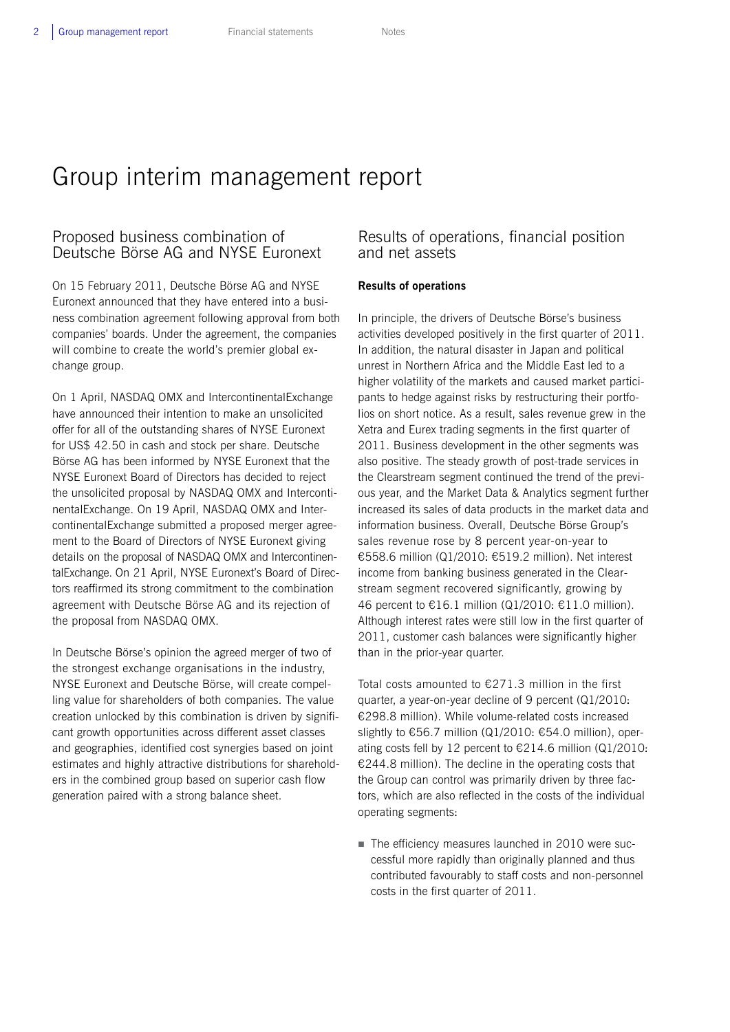# Group interim management report

## Proposed business combination of Deutsche Börse AG and NYSE Euronext

On 15 February 2011, Deutsche Börse AG and NYSE Euronext announced that they have entered into a business combination agreement following approval from both companies' boards. Under the agreement, the companies will combine to create the world's premier global exchange group.

On 1 April, NASDAQ OMX and IntercontinentalExchange have announced their intention to make an unsolicited offer for all of the outstanding shares of NYSE Euronext for US$ 42.50 in cash and stock per share. Deutsche Börse AG has been informed by NYSE Euronext that the NYSE Euronext Board of Directors has decided to reject the unsolicited proposal by NASDAQ OMX and IntercontinentalExchange. On 19 April, NASDAQ OMX and IntercontinentalExchange submitted a proposed merger agreement to the Board of Directors of NYSE Euronext giving details on the proposal of NASDAQ OMX and IntercontinentalExchange. On 21 April, NYSE Euronext's Board of Directors reaffirmed its strong commitment to the combination agreement with Deutsche Börse AG and its rejection of the proposal from NASDAQ OMX.

In Deutsche Börse's opinion the agreed merger of two of the strongest exchange organisations in the industry, NYSE Euronext and Deutsche Börse, will create compelling value for shareholders of both companies. The value creation unlocked by this combination is driven by significant growth opportunities across different asset classes and geographies, identified cost synergies based on joint estimates and highly attractive distributions for shareholders in the combined group based on superior cash flow generation paired with a strong balance sheet.

## Results of operations, financial position and net assets

**Results of operations**

In principle, the drivers of Deutsche Börse's business activities developed positively in the first quarter of 2011. In addition, the natural disaster in Japan and political unrest in Northern Africa and the Middle East led to a higher volatility of the markets and caused market participants to hedge against risks by restructuring their portfolios on short notice. As a result, sales revenue grew in the Xetra and Eurex trading segments in the first quarter of 2011. Business development in the other segments was also positive. The steady growth of post-trade services in the Clearstream segment continued the trend of the previous year, and the Market Data & Analytics segment further increased its sales of data products in the market data and information business. Overall, Deutsche Börse Group's sales revenue rose by 8 percent year-on-year to €558.6 million (Q1/2010: €519.2 million). Net interest income from banking business generated in the Clearstream segment recovered significantly, growing by 46 percent to €16.1 million (Q1/2010: €11.0 million). Although interest rates were still low in the first quarter of 2011, customer cash balances were significantly higher than in the prior-year quarter.

Total costs amounted to €271.3 million in the first quarter, a year-on-year decline of 9 percent (Q1/2010: €298.8 million). While volume-related costs increased slightly to €56.7 million (Q1/2010: €54.0 million), operating costs fell by 12 percent to €214.6 million (Q1/2010: €244.8 million). The decline in the operating costs that the Group can control was primarily driven by three factors, which are also reflected in the costs of the individual operating segments:

- The efficiency measures launched in 2010 were successful more rapidly than originally planned and thus contributed favourably to staff costs and non-personnel costs in the first quarter of 2011.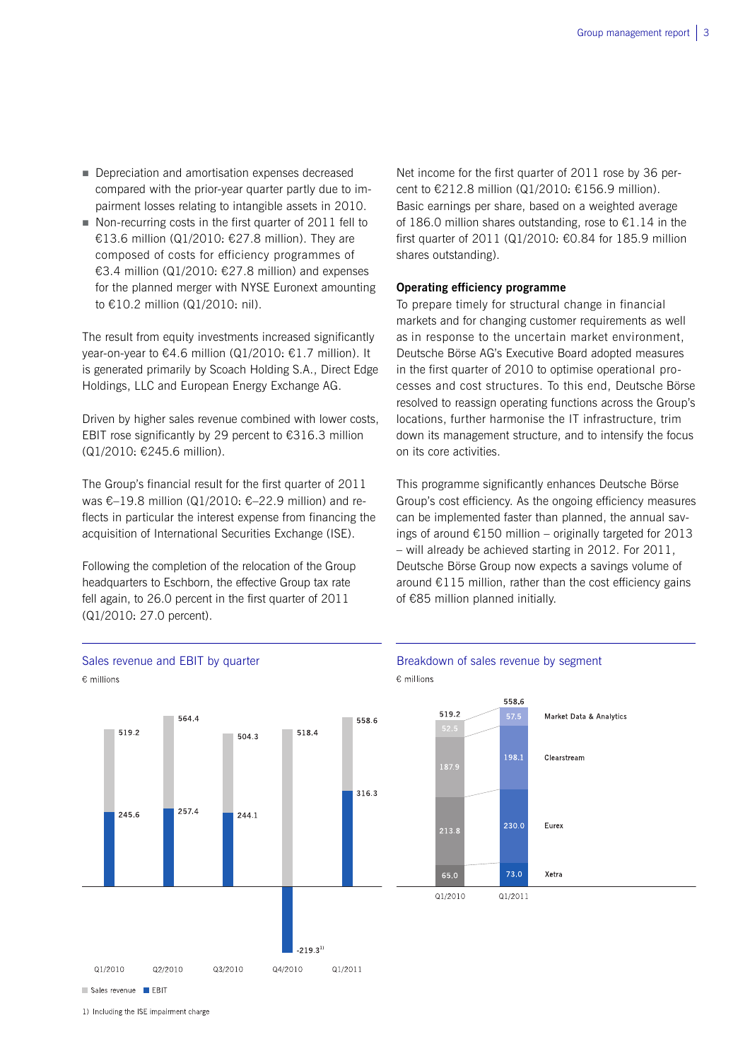- Depreciation and amortisation expenses decreased compared with the prior-year quarter partly due to impairment losses relating to intangible assets in 2010.
- Non-recurring costs in the first quarter of 2011 fell to €13.6 million (Q1/2010: €27.8 million). They are composed of costs for efficiency programmes of €3.4 million (Q1/2010: €27.8 million) and expenses for the planned merger with NYSE Euronext amounting to €10.2 million (Q1/2010: nil).

The result from equity investments increased significantly year-on-year to €4.6 million (Q1/2010: €1.7 million). It is generated primarily by Scoach Holding S.A., Direct Edge Holdings, LLC and European Energy Exchange AG.

Driven by higher sales revenue combined with lower costs, EBIT rose significantly by 29 percent to €316.3 million (Q1/2010: €245.6 million).

The Group's financial result for the first quarter of 2011 was €–19.8 million (Q1/2010: €–22.9 million) and reflects in particular the interest expense from financing the acquisition of International Securities Exchange (ISE).

Following the completion of the relocation of the Group headquarters to Eschborn, the effective Group tax rate fell again, to 26.0 percent in the first quarter of 2011 (Q1/2010: 27.0 percent).

Net income for the first quarter of 2011 rose by 36 percent to €212.8 million (Q1/2010: €156.9 million). Basic earnings per share, based on a weighted average of 186.0 million shares outstanding, rose to €1.14 in the first quarter of 2011 (Q1/2010: €0.84 for 185.9 million shares outstanding).

**Operating efficiency programme**

To prepare timely for structural change in financial markets and for changing customer requirements as well as in response to the uncertain market environment, Deutsche Börse AG's Executive Board adopted measures in the first quarter of 2010 to optimise operational processes and cost structures. To this end, Deutsche Börse resolved to reassign operating functions across the Group's locations, further harmonise the IT infrastructure, trim down its management structure, and to intensify the focus on its core activities.

This programme significantly enhances Deutsche Börse Group's cost efficiency. As the ongoing efficiency measures can be implemented faster than planned, the annual savings of around €150 million – originally targeted for 2013 – will already be achieved starting in 2012. For 2011, Deutsche Börse Group now expects a savings volume of around €115 million, rather than the cost efficiency gains of €85 million planned initially.

**Sales revenue and EBIT by quarter**

€ millions

| | Q1/2010 | Q2/2010 | Q3/2010 | Q4/2010 | Q1/2011 |
|---|---|---|---|---|---|
| Sales revenue | 519.2 | 564.4 | 504.3 | 518.4 | 558.6 |
| EBIT | 245.6 | 257.4 | 244.1 | -219.3[1] | 316.3 |

1) Including the ISE impairment charge

**Breakdown of sales revenue by segment**

€ millions

| | Q1/2010 | Q1/2011 |
|---|---|---|
| Market Data & Analytics | 52.5 | 57.5 |
| Clearstream | 187.9 | 198.1 |
| Eurex | 213.8 | 230.0 |
| Xetra | 65.0 | 73.0 |
| Total | 519.2 | 558.6 |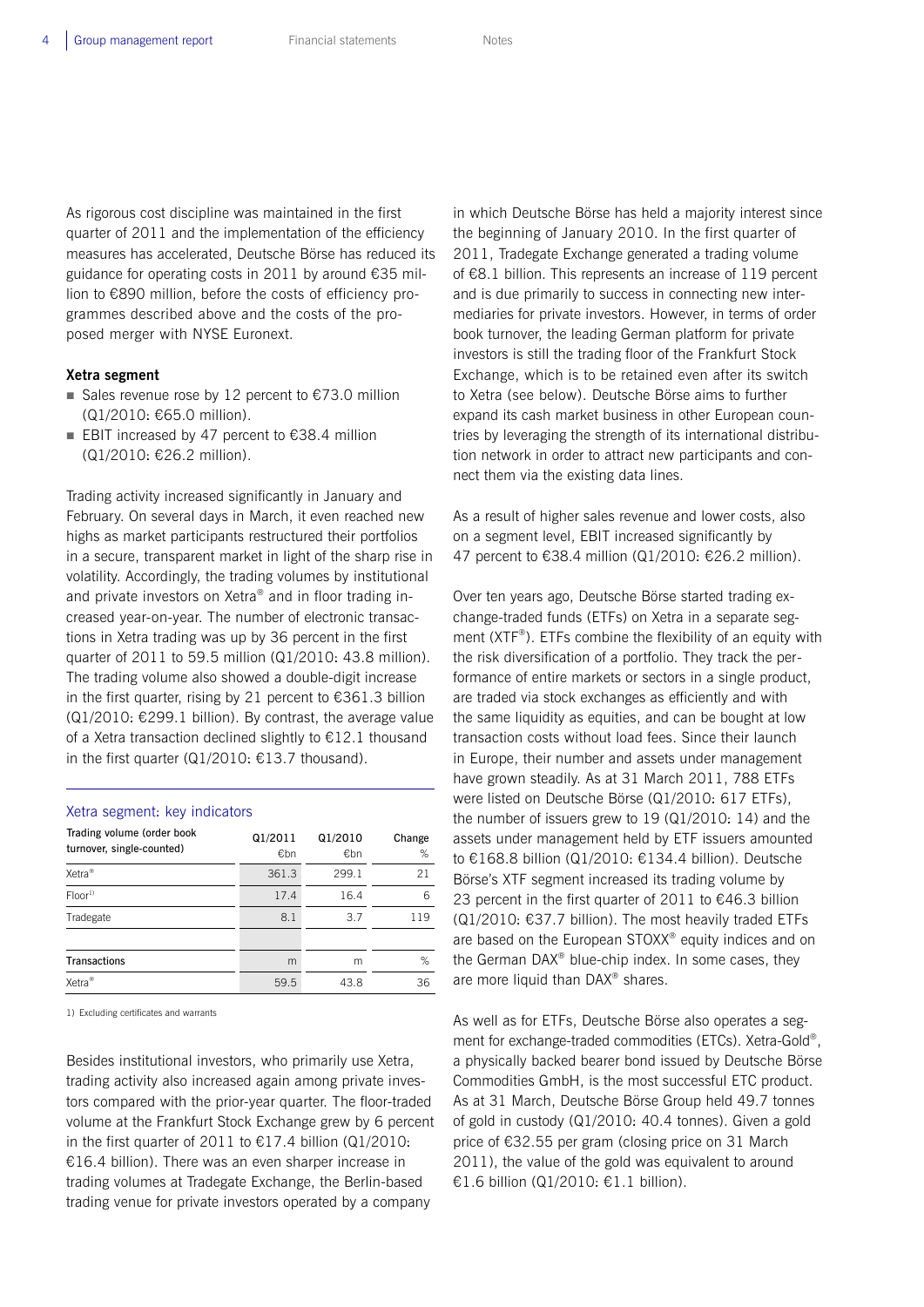As rigorous cost discipline was maintained in the first quarter of 2011 and the implementation of the efficiency measures has accelerated, Deutsche Börse has reduced its guidance for operating costs in 2011 by around €35 million to €890 million, before the costs of efficiency programmes described above and the costs of the proposed merger with NYSE Euronext.

**Xetra segment**

- Sales revenue rose by 12 percent to €73.0 million (Q1/2010: €65.0 million).
- EBIT increased by 47 percent to €38.4 million (Q1/2010: €26.2 million).

Trading activity increased significantly in January and February. On several days in March, it even reached new highs as market participants restructured their portfolios in a secure, transparent market in light of the sharp rise in volatility. Accordingly, the trading volumes by institutional and private investors on Xetra® and in floor trading increased year-on-year. The number of electronic transactions in Xetra trading was up by 36 percent in the first quarter of 2011 to 59.5 million (Q1/2010: 43.8 million). The trading volume also showed a double-digit increase in the first quarter, rising by 21 percent to €361.3 billion (Q1/2010: €299.1 billion). By contrast, the average value of a Xetra transaction declined slightly to €12.1 thousand in the first quarter (Q1/2010: €13.7 thousand).

Xetra segment: key indicators

| Trading volume (order book turnover, single-counted) | Q1/2011 €bn | Q1/2010 €bn | Change % |
|---|---|---|---|
| Xetra® | 361.3 | 299.1 | 21 |
| Floor[1] | 17.4 | 16.4 | 6 |
| Tradegate | 8.1 | 3.7 | 119 |
| | | | |
| **Transactions** | m | m | % |
| Xetra® | 59.5 | 43.8 | 36 |

1) Excluding certificates and warrants

Besides institutional investors, who primarily use Xetra, trading activity also increased again among private investors compared with the prior-year quarter. The floor-traded volume at the Frankfurt Stock Exchange grew by 6 percent in the first quarter of 2011 to €17.4 billion (Q1/2010: €16.4 billion). There was an even sharper increase in trading volumes at Tradegate Exchange, the Berlin-based trading venue for private investors operated by a company in which Deutsche Börse has held a majority interest since the beginning of January 2010. In the first quarter of 2011, Tradegate Exchange generated a trading volume of €8.1 billion. This represents an increase of 119 percent and is due primarily to success in connecting new intermediaries for private investors. However, in terms of order book turnover, the leading German platform for private investors is still the trading floor of the Frankfurt Stock Exchange, which is to be retained even after its switch to Xetra (see below). Deutsche Börse aims to further expand its cash market business in other European countries by leveraging the strength of its international distribution network in order to attract new participants and connect them via the existing data lines.

As a result of higher sales revenue and lower costs, also on a segment level, EBIT increased significantly by 47 percent to €38.4 million (Q1/2010: €26.2 million).

Over ten years ago, Deutsche Börse started trading exchange-traded funds (ETFs) on Xetra in a separate segment (XTF®). ETFs combine the flexibility of an equity with the risk diversification of a portfolio. They track the performance of entire markets or sectors in a single product, are traded via stock exchanges as efficiently and with the same liquidity as equities, and can be bought at low transaction costs without load fees. Since their launch in Europe, their number and assets under management have grown steadily. As at 31 March 2011, 788 ETFs were listed on Deutsche Börse (Q1/2010: 617 ETFs), the number of issuers grew to 19 (Q1/2010: 14) and the assets under management held by ETF issuers amounted to €168.8 billion (Q1/2010: €134.4 billion). Deutsche Börse's XTF segment increased its trading volume by 23 percent in the first quarter of 2011 to €46.3 billion (Q1/2010: €37.7 billion). The most heavily traded ETFs are based on the European STOXX® equity indices and on the German DAX® blue-chip index. In some cases, they are more liquid than DAX® shares.

As well as for ETFs, Deutsche Börse also operates a segment for exchange-traded commodities (ETCs). Xetra-Gold®, a physically backed bearer bond issued by Deutsche Börse Commodities GmbH, is the most successful ETC product. As at 31 March, Deutsche Börse Group held 49.7 tonnes of gold in custody (Q1/2010: 40.4 tonnes). Given a gold price of €32.55 per gram (closing price on 31 March 2011), the value of the gold was equivalent to around €1.6 billion (Q1/2010: €1.1 billion).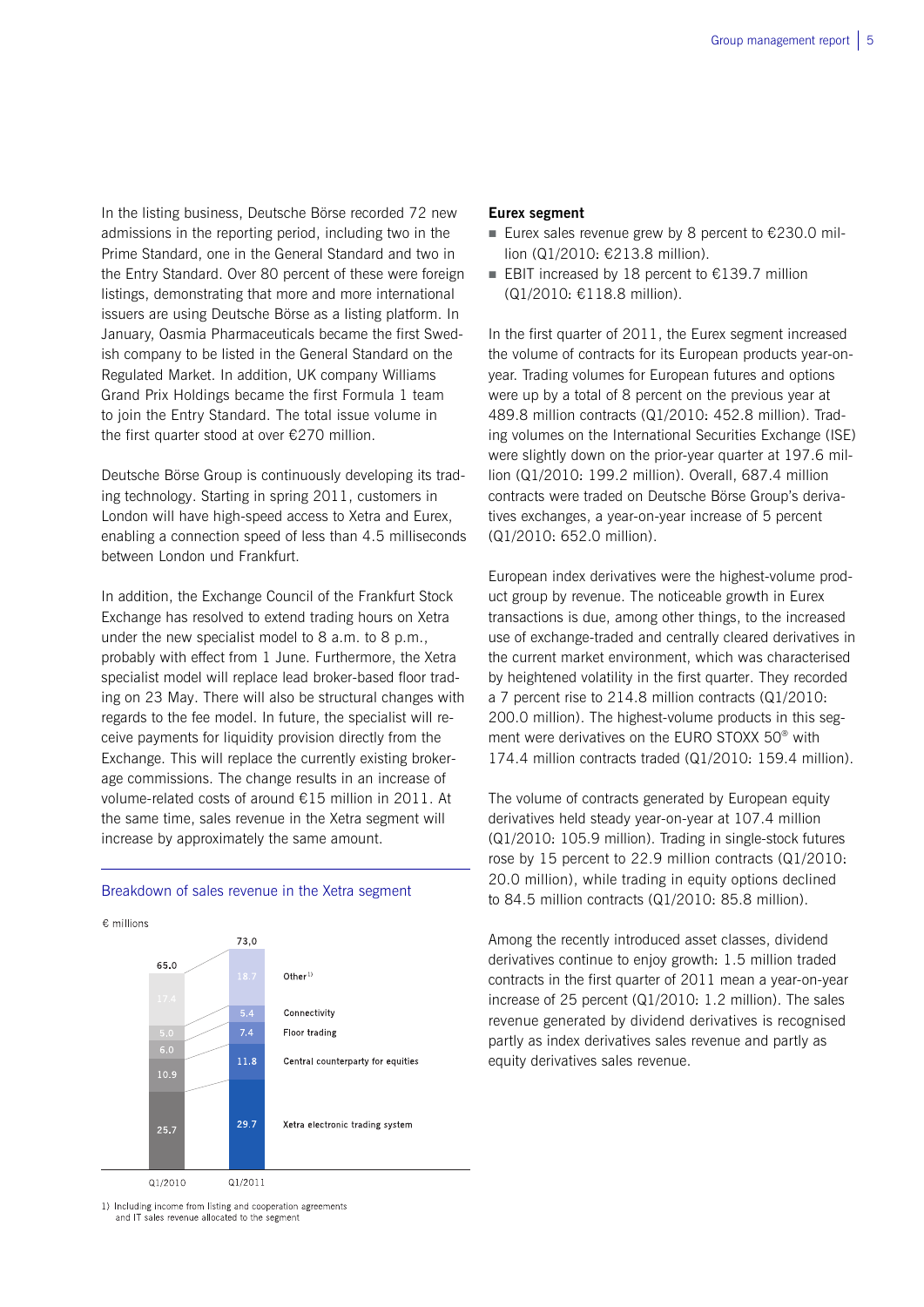In the listing business, Deutsche Börse recorded 72 new admissions in the reporting period, including two in the Prime Standard, one in the General Standard and two in the Entry Standard. Over 80 percent of these were foreign listings, demonstrating that more and more international issuers are using Deutsche Börse as a listing platform. In January, Oasmia Pharmaceuticals became the first Swedish company to be listed in the General Standard on the Regulated Market. In addition, UK company Williams Grand Prix Holdings became the first Formula 1 team to join the Entry Standard. The total issue volume in the first quarter stood at over €270 million.

Deutsche Börse Group is continuously developing its trading technology. Starting in spring 2011, customers in London will have high-speed access to Xetra and Eurex, enabling a connection speed of less than 4.5 milliseconds between London und Frankfurt.

In addition, the Exchange Council of the Frankfurt Stock Exchange has resolved to extend trading hours on Xetra under the new specialist model to 8 a.m. to 8 p.m., probably with effect from 1 June. Furthermore, the Xetra specialist model will replace lead broker-based floor trading on 23 May. There will also be structural changes with regards to the fee model. In future, the specialist will receive payments for liquidity provision directly from the Exchange. This will replace the currently existing brokerage commissions. The change results in an increase of volume-related costs of around €15 million in 2011. At the same time, sales revenue in the Xetra segment will increase by approximately the same amount.

Breakdown of sales revenue in the Xetra segment

€ millions

| | Q1/2010 | Q1/2011 |
|---|---|---|
| Other[1] | 17.4 | 18.7 |
| Connectivity | 5.0 | 5.4 |
| Floor trading | 6.0 | 7.4 |
| Central counterparty for equities | 10.9 | 11.8 |
| Xetra electronic trading system | 25.7 | 29.7 |
| Total | 65.0 | 73.0 |

1) Including income from listing and cooperation agreements and IT sales revenue allocated to the segment

**Eurex segment**

- Eurex sales revenue grew by 8 percent to €230.0 million (Q1/2010: €213.8 million).
- EBIT increased by 18 percent to €139.7 million (Q1/2010: €118.8 million).

In the first quarter of 2011, the Eurex segment increased the volume of contracts for its European products year-on-year. Trading volumes for European futures and options were up by a total of 8 percent on the previous year at 489.8 million contracts (Q1/2010: 452.8 million). Trading volumes on the International Securities Exchange (ISE) were slightly down on the prior-year quarter at 197.6 million (Q1/2010: 199.2 million). Overall, 687.4 million contracts were traded on Deutsche Börse Group's derivatives exchanges, a year-on-year increase of 5 percent (Q1/2010: 652.0 million).

European index derivatives were the highest-volume product group by revenue. The noticeable growth in Eurex transactions is due, among other things, to the increased use of exchange-traded and centrally cleared derivatives in the current market environment, which was characterised by heightened volatility in the first quarter. They recorded a 7 percent rise to 214.8 million contracts (Q1/2010: 200.0 million). The highest-volume products in this segment were derivatives on the EURO STOXX 50® with 174.4 million contracts traded (Q1/2010: 159.4 million).

The volume of contracts generated by European equity derivatives held steady year-on-year at 107.4 million (Q1/2010: 105.9 million). Trading in single-stock futures rose by 15 percent to 22.9 million contracts (Q1/2010: 20.0 million), while trading in equity options declined to 84.5 million contracts (Q1/2010: 85.8 million).

Among the recently introduced asset classes, dividend derivatives continue to enjoy growth: 1.5 million traded contracts in the first quarter of 2011 mean a year-on-year increase of 25 percent (Q1/2010: 1.2 million). The sales revenue generated by dividend derivatives is recognised partly as index derivatives sales revenue and partly as equity derivatives sales revenue.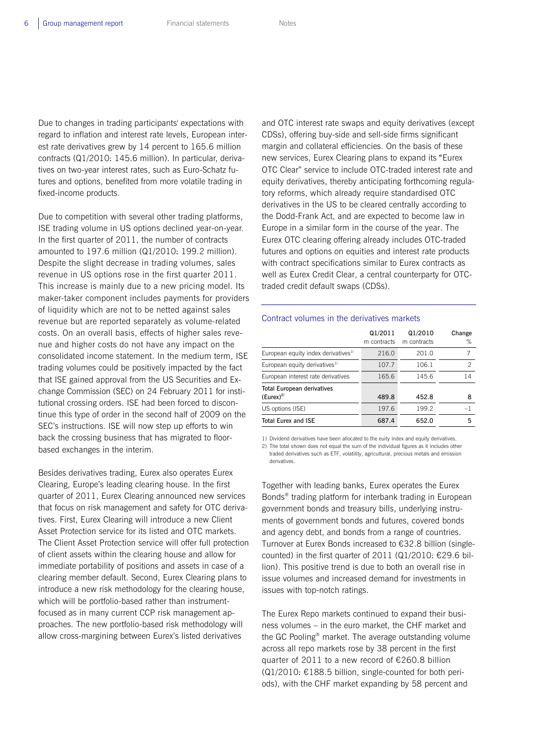Due to changes in trading participants' expectations with regard to inflation and interest rate levels, European interest rate derivatives grew by 14 percent to 165.6 million contracts (Q1/2010: 145.6 million). In particular, derivatives on two-year interest rates, such as Euro-Schatz futures and options, benefited from more volatile trading in fixed-income products.

Due to competition with several other trading platforms, ISE trading volume in US options declined year-on-year. In the first quarter of 2011, the number of contracts amounted to 197.6 million (Q1/2010: 199.2 million). Despite the slight decrease in trading volumes, sales revenue in US options rose in the first quarter 2011. This increase is mainly due to a new pricing model. Its maker-taker component includes payments for providers of liquidity which are not to be netted against sales revenue but are reported separately as volume-related costs. On an overall basis, effects of higher sales revenue and higher costs do not have any impact on the consolidated income statement. In the medium term, ISE trading volumes could be positively impacted by the fact that ISE gained approval from the US Securities and Exchange Commission (SEC) on 24 February 2011 for institutional crossing orders. ISE had been forced to discontinue this type of order in the second half of 2009 on the SEC's instructions. ISE will now step up efforts to win back the crossing business that has migrated to floor-based exchanges in the interim.

Besides derivatives trading, Eurex also operates Eurex Clearing, Europe's leading clearing house. In the first quarter of 2011, Eurex Clearing announced new services that focus on risk management and safety for OTC derivatives. First, Eurex Clearing will introduce a new Client Asset Protection service for its listed and OTC markets. The Client Asset Protection service will offer full protection of client assets within the clearing house and allow for immediate portability of positions and assets in case of a clearing member default. Second, Eurex Clearing plans to introduce a new risk methodology for the clearing house, which will be portfolio-based rather than instrument-focused as in many current CCP risk management approaches. The new portfolio-based risk methodology will allow cross-margining between Eurex's listed derivatives and OTC interest rate swaps and equity derivatives (except CDSs), offering buy-side and sell-side firms significant margin and collateral efficiencies. On the basis of these new services, Eurex Clearing plans to expand its "Eurex OTC Clear" service to include OTC-traded interest rate and equity derivatives, thereby anticipating forthcoming regulatory reforms, which already require standardised OTC derivatives in the US to be cleared centrally according to the Dodd-Frank Act, and are expected to become law in Europe in a similar form in the course of the year. The Eurex OTC clearing offering already includes OTC-traded futures and options on equities and interest rate products with contract specifications similar to Eurex contracts as well as Eurex Credit Clear, a central counterparty for OTC-traded credit default swaps (CDSs).

**Contract volumes in the derivatives markets**

| | Q1/2011 m contracts | Q1/2010 m contracts | Change % |
|---|---|---|---|
| European equity index derivatives[1] | 216.0 | 201.0 | 7 |
| European equity derivatives[1] | 107.7 | 106.1 | 2 |
| European interest rate derivatives | 165.6 | 145.6 | 14 |
| **Total European derivatives (Eurex)[2]** | **489.8** | **452.8** | **8** |
| US options (ISE) | 197.6 | 199.2 | –1 |
| **Total Eurex and ISE** | **687.4** | **652.0** | **5** |

1) Dividend derivatives have been allocated to the euity index and equity derivatives.
2) The total shown does not equal the sum of the individual figures as it includes other traded derivatives such as ETF, volatility, agricultural, precious metals and emission derivatives.

Together with leading banks, Eurex operates the Eurex Bonds® trading platform for interbank trading in European government bonds and treasury bills, underlying instruments of government bonds and futures, covered bonds and agency debt, and bonds from a range of countries. Turnover at Eurex Bonds increased to €32.8 billion (single-counted) in the first quarter of 2011 (Q1/2010: €29.6 billion). This positive trend is due to both an overall rise in issue volumes and increased demand for investments in issues with top-notch ratings.

The Eurex Repo markets continued to expand their business volumes – in the euro market, the CHF market and the GC Pooling® market. The average outstanding volume across all repo markets rose by 38 percent in the first quarter of 2011 to a new record of €260.8 billion (Q1/2010: €188.5 billion, single-counted for both periods), with the CHF market expanding by 58 percent and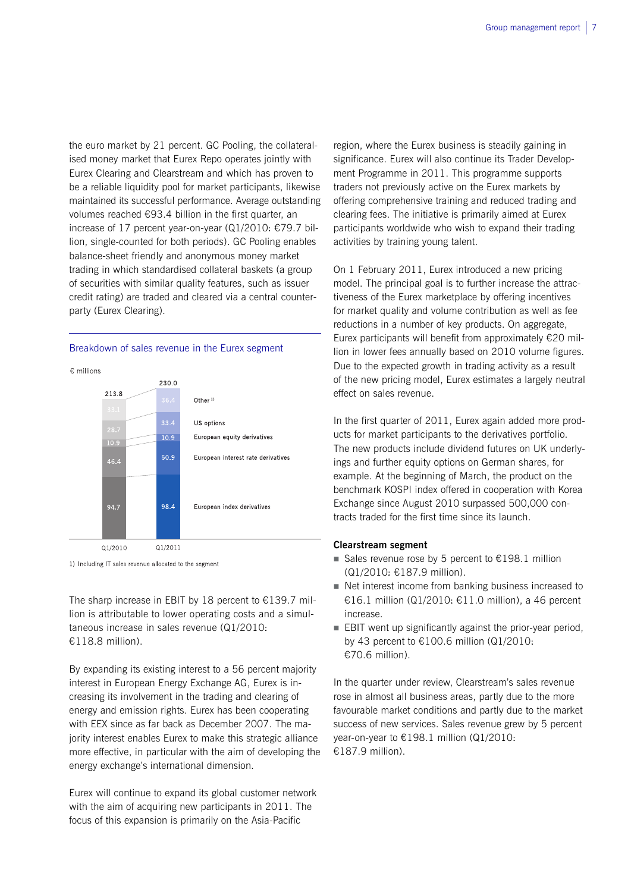the euro market by 21 percent. GC Pooling, the collateralised money market that Eurex Repo operates jointly with Eurex Clearing and Clearstream and which has proven to be a reliable liquidity pool for market participants, likewise maintained its successful performance. Average outstanding volumes reached €93.4 billion in the first quarter, an increase of 17 percent year-on-year (Q1/2010: €79.7 billion, single-counted for both periods). GC Pooling enables balance-sheet friendly and anonymous money market trading in which standardised collateral baskets (a group of securities with similar quality features, such as issuer credit rating) are traded and cleared via a central counterparty (Eurex Clearing).

Breakdown of sales revenue in the Eurex segment

€ millions

| | Q1/2010 | Q1/2011 |
|---|---|---|
| Other[1] | 33.1 | 36.4 |
| US options | 28.7 | 33.4 |
| European equity derivatives | 10.9 | 10.9 |
| European interest rate derivatives | 46.4 | 50.9 |
| European index derivatives | 94.7 | 98.4 |
| Total | 213.8 | 230.0 |

1) Including IT sales revenue allocated to the segment

The sharp increase in EBIT by 18 percent to €139.7 million is attributable to lower operating costs and a simultaneous increase in sales revenue (Q1/2010: €118.8 million).

By expanding its existing interest to a 56 percent majority interest in European Energy Exchange AG, Eurex is increasing its involvement in the trading and clearing of energy and emission rights. Eurex has been cooperating with EEX since as far back as December 2007. The majority interest enables Eurex to make this strategic alliance more effective, in particular with the aim of developing the energy exchange's international dimension.

Eurex will continue to expand its global customer network with the aim of acquiring new participants in 2011. The focus of this expansion is primarily on the Asia-Pacific region, where the Eurex business is steadily gaining in significance. Eurex will also continue its Trader Development Programme in 2011. This programme supports traders not previously active on the Eurex markets by offering comprehensive training and reduced trading and clearing fees. The initiative is primarily aimed at Eurex participants worldwide who wish to expand their trading activities by training young talent.

On 1 February 2011, Eurex introduced a new pricing model. The principal goal is to further increase the attractiveness of the Eurex marketplace by offering incentives for market quality and volume contribution as well as fee reductions in a number of key products. On aggregate, Eurex participants will benefit from approximately €20 million in lower fees annually based on 2010 volume figures. Due to the expected growth in trading activity as a result of the new pricing model, Eurex estimates a largely neutral effect on sales revenue.

In the first quarter of 2011, Eurex again added more products for market participants to the derivatives portfolio. The new products include dividend futures on UK underlyings and further equity options on German shares, for example. At the beginning of March, the product on the benchmark KOSPI index offered in cooperation with Korea Exchange since August 2010 surpassed 500,000 contracts traded for the first time since its launch.

**Clearstream segment**

- Sales revenue rose by 5 percent to €198.1 million (Q1/2010: €187.9 million).
- Net interest income from banking business increased to €16.1 million (Q1/2010: €11.0 million), a 46 percent increase.
- EBIT went up significantly against the prior-year period, by 43 percent to €100.6 million (Q1/2010: €70.6 million).

In the quarter under review, Clearstream's sales revenue rose in almost all business areas, partly due to the more favourable market conditions and partly due to the market success of new services. Sales revenue grew by 5 percent year-on-year to €198.1 million (Q1/2010: €187.9 million).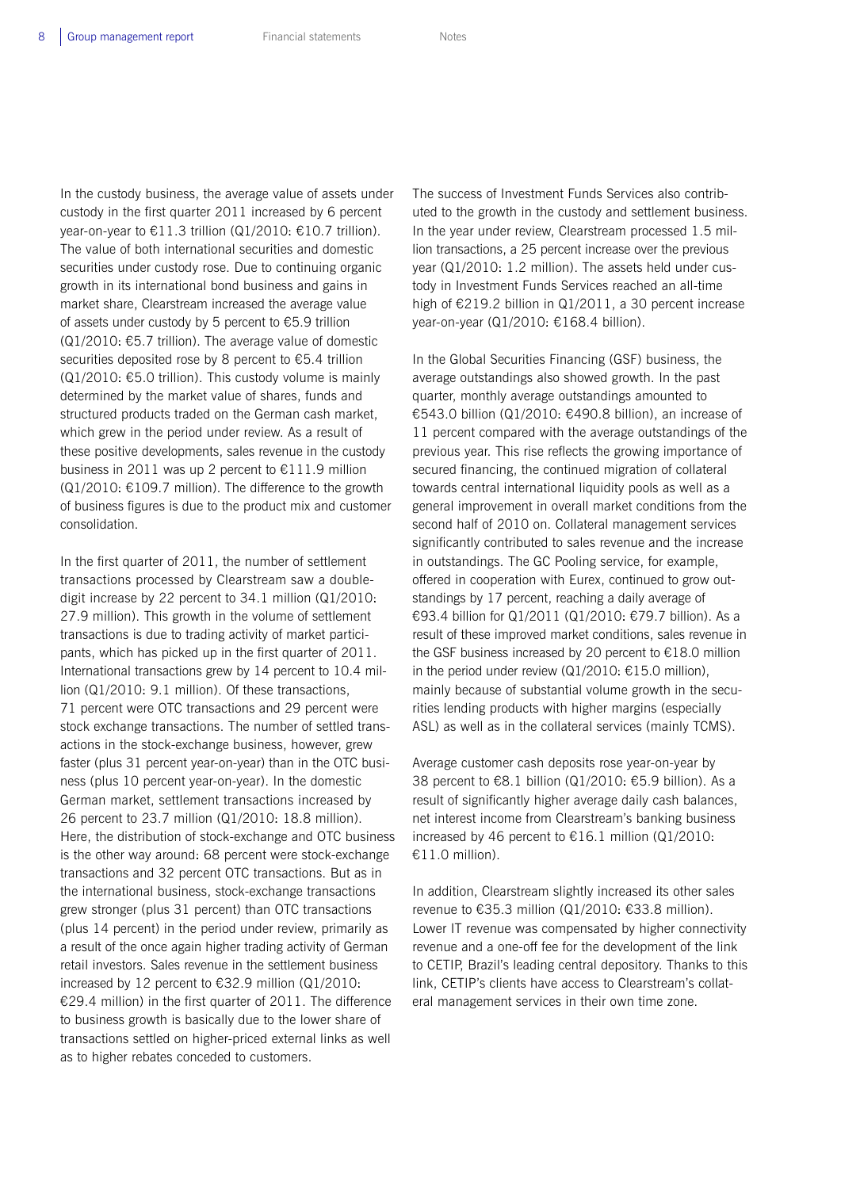In the custody business, the average value of assets under custody in the first quarter 2011 increased by 6 percent year-on-year to €11.3 trillion (Q1/2010: €10.7 trillion). The value of both international securities and domestic securities under custody rose. Due to continuing organic growth in its international bond business and gains in market share, Clearstream increased the average value of assets under custody by 5 percent to €5.9 trillion (Q1/2010: €5.7 trillion). The average value of domestic securities deposited rose by 8 percent to €5.4 trillion (Q1/2010: €5.0 trillion). This custody volume is mainly determined by the market value of shares, funds and structured products traded on the German cash market, which grew in the period under review. As a result of these positive developments, sales revenue in the custody business in 2011 was up 2 percent to €111.9 million (Q1/2010: €109.7 million). The difference to the growth of business figures is due to the product mix and customer consolidation.

In the first quarter of 2011, the number of settlement transactions processed by Clearstream saw a double-digit increase by 22 percent to 34.1 million (Q1/2010: 27.9 million). This growth in the volume of settlement transactions is due to trading activity of market participants, which has picked up in the first quarter of 2011. International transactions grew by 14 percent to 10.4 million (Q1/2010: 9.1 million). Of these transactions, 71 percent were OTC transactions and 29 percent were stock exchange transactions. The number of settled transactions in the stock-exchange business, however, grew faster (plus 31 percent year-on-year) than in the OTC business (plus 10 percent year-on-year). In the domestic German market, settlement transactions increased by 26 percent to 23.7 million (Q1/2010: 18.8 million). Here, the distribution of stock-exchange and OTC business is the other way around: 68 percent were stock-exchange transactions and 32 percent OTC transactions. But as in the international business, stock-exchange transactions grew stronger (plus 31 percent) than OTC transactions (plus 14 percent) in the period under review, primarily as a result of the once again higher trading activity of German retail investors. Sales revenue in the settlement business increased by 12 percent to €32.9 million (Q1/2010: €29.4 million) in the first quarter of 2011. The difference to business growth is basically due to the lower share of transactions settled on higher-priced external links as well as to higher rebates conceded to customers.

The success of Investment Funds Services also contributed to the growth in the custody and settlement business. In the year under review, Clearstream processed 1.5 million transactions, a 25 percent increase over the previous year (Q1/2010: 1.2 million). The assets held under custody in Investment Funds Services reached an all-time high of €219.2 billion in Q1/2011, a 30 percent increase year-on-year (Q1/2010: €168.4 billion).

In the Global Securities Financing (GSF) business, the average outstandings also showed growth. In the past quarter, monthly average outstandings amounted to €543.0 billion (Q1/2010: €490.8 billion), an increase of 11 percent compared with the average outstandings of the previous year. This rise reflects the growing importance of secured financing, the continued migration of collateral towards central international liquidity pools as well as a general improvement in overall market conditions from the second half of 2010 on. Collateral management services significantly contributed to sales revenue and the increase in outstandings. The GC Pooling service, for example, offered in cooperation with Eurex, continued to grow outstandings by 17 percent, reaching a daily average of €93.4 billion for Q1/2011 (Q1/2010: €79.7 billion). As a result of these improved market conditions, sales revenue in the GSF business increased by 20 percent to €18.0 million in the period under review (Q1/2010: €15.0 million), mainly because of substantial volume growth in the securities lending products with higher margins (especially ASL) as well as in the collateral services (mainly TCMS).

Average customer cash deposits rose year-on-year by 38 percent to €8.1 billion (Q1/2010: €5.9 billion). As a result of significantly higher average daily cash balances, net interest income from Clearstream's banking business increased by 46 percent to €16.1 million (Q1/2010: €11.0 million).

In addition, Clearstream slightly increased its other sales revenue to €35.3 million (Q1/2010: €33.8 million). Lower IT revenue was compensated by higher connectivity revenue and a one-off fee for the development of the link to CETIP, Brazil's leading central depository. Thanks to this link, CETIP's clients have access to Clearstream's collateral management services in their own time zone.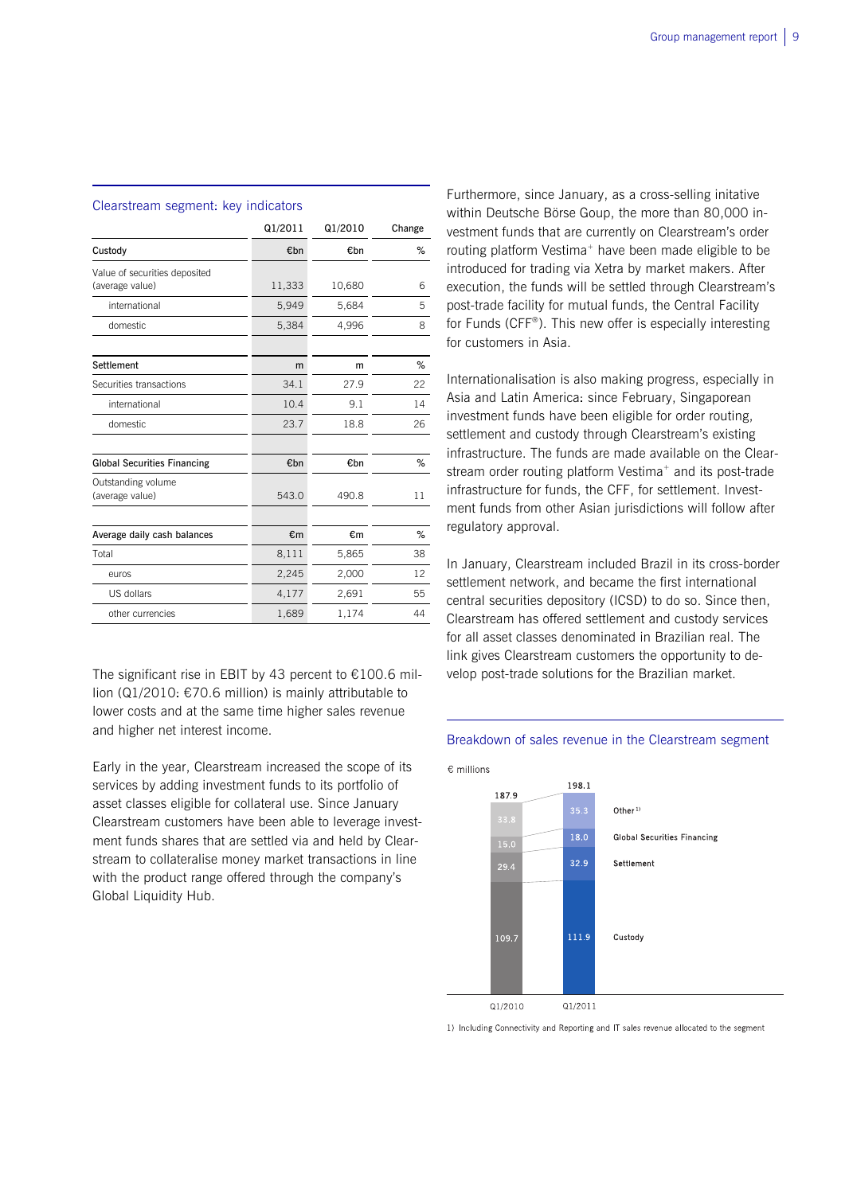### Clearstream segment: key indicators

| | Q1/2011 | Q1/2010 | Change |
|---|---|---|---|
| **Custody** | €bn | €bn | % |
| Value of securities deposited (average value) | 11,333 | 10,680 | 6 |
| international | 5,949 | 5,684 | 5 |
| domestic | 5,384 | 4,996 | 8 |
| **Settlement** | m | m | % |
| Securities transactions | 34.1 | 27.9 | 22 |
| international | 10.4 | 9.1 | 14 |
| domestic | 23.7 | 18.8 | 26 |
| **Global Securities Financing** | €bn | €bn | % |
| Outstanding volume (average value) | 543.0 | 490.8 | 11 |
| **Average daily cash balances** | €m | €m | % |
| Total | 8,111 | 5,865 | 38 |
| euros | 2,245 | 2,000 | 12 |
| US dollars | 4,177 | 2,691 | 55 |
| other currencies | 1,689 | 1,174 | 44 |

The significant rise in EBIT by 43 percent to €100.6 million (Q1/2010: €70.6 million) is mainly attributable to lower costs and at the same time higher sales revenue and higher net interest income.

Early in the year, Clearstream increased the scope of its services by adding investment funds to its portfolio of asset classes eligible for collateral use. Since January Clearstream customers have been able to leverage investment funds shares that are settled via and held by Clearstream to collateralise money market transactions in line with the product range offered through the company's Global Liquidity Hub.

Furthermore, since January, as a cross-selling initative within Deutsche Börse Goup, the more than 80,000 investment funds that are currently on Clearstream's order routing platform Vestima⁺ have been made eligible to be introduced for trading via Xetra by market makers. After execution, the funds will be settled through Clearstream's post-trade facility for mutual funds, the Central Facility for Funds (CFF®). This new offer is especially interesting for customers in Asia.

Internationalisation is also making progress, especially in Asia and Latin America: since February, Singaporean investment funds have been eligible for order routing, settlement and custody through Clearstream's existing infrastructure. The funds are made available on the Clearstream order routing platform Vestima⁺ and its post-trade infrastructure for funds, the CFF, for settlement. Investment funds from other Asian jurisdictions will follow after regulatory approval.

In January, Clearstream included Brazil in its cross-border settlement network, and became the first international central securities depository (ICSD) to do so. Since then, Clearstream has offered settlement and custody services for all asset classes denominated in Brazilian real. The link gives Clearstream customers the opportunity to develop post-trade solutions for the Brazilian market.

### Breakdown of sales revenue in the Clearstream segment

€ millions

| | Q1/2010 | Q1/2011 |
|---|---|---|
| Other[1] | 33.8 | 35.3 |
| Global Securities Financing | 15.0 | 18.0 |
| Settlement | 29.4 | 32.9 |
| Custody | 109.7 | 111.9 |
| Total | 187.9 | 198.1 |

1) Including Connectivity and Reporting and IT sales revenue allocated to the segment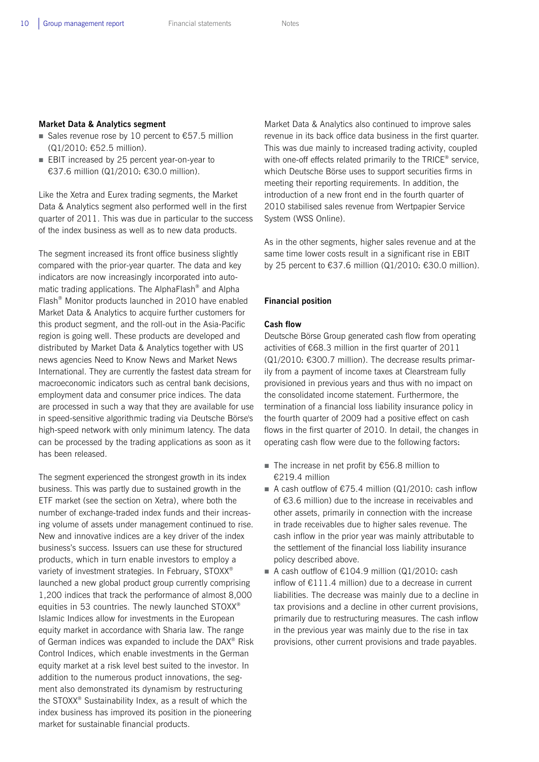### Market Data & Analytics segment

- Sales revenue rose by 10 percent to €57.5 million (Q1/2010: €52.5 million).
- EBIT increased by 25 percent year-on-year to €37.6 million (Q1/2010: €30.0 million).

Like the Xetra and Eurex trading segments, the Market Data & Analytics segment also performed well in the first quarter of 2011. This was due in particular to the success of the index business as well as to new data products.

The segment increased its front office business slightly compared with the prior-year quarter. The data and key indicators are now increasingly incorporated into automatic trading applications. The AlphaFlash® and Alpha Flash® Monitor products launched in 2010 have enabled Market Data & Analytics to acquire further customers for this product segment, and the roll-out in the Asia-Pacific region is going well. These products are developed and distributed by Market Data & Analytics together with US news agencies Need to Know News and Market News International. They are currently the fastest data stream for macroeconomic indicators such as central bank decisions, employment data and consumer price indices. The data are processed in such a way that they are available for use in speed-sensitive algorithmic trading via Deutsche Börse's high-speed network with only minimum latency. The data can be processed by the trading applications as soon as it has been released.

The segment experienced the strongest growth in its index business. This was partly due to sustained growth in the ETF market (see the section on Xetra), where both the number of exchange-traded index funds and their increasing volume of assets under management continued to rise. New and innovative indices are a key driver of the index business's success. Issuers can use these for structured products, which in turn enable investors to employ a variety of investment strategies. In February, STOXX® launched a new global product group currently comprising 1,200 indices that track the performance of almost 8,000 equities in 53 countries. The newly launched STOXX® Islamic Indices allow for investments in the European equity market in accordance with Sharia law. The range of German indices was expanded to include the DAX® Risk Control Indices, which enable investments in the German equity market at a risk level best suited to the investor. In addition to the numerous product innovations, the segment also demonstrated its dynamism by restructuring the STOXX® Sustainability Index, as a result of which the index business has improved its position in the pioneering market for sustainable financial products.

Market Data & Analytics also continued to improve sales revenue in its back office data business in the first quarter. This was due mainly to increased trading activity, coupled with one-off effects related primarily to the TRICE® service, which Deutsche Börse uses to support securities firms in meeting their reporting requirements. In addition, the introduction of a new front end in the fourth quarter of 2010 stabilised sales revenue from Wertpapier Service System (WSS Online).

As in the other segments, higher sales revenue and at the same time lower costs result in a significant rise in EBIT by 25 percent to €37.6 million (Q1/2010: €30.0 million).

## Financial position

### Cash flow

Deutsche Börse Group generated cash flow from operating activities of €68.3 million in the first quarter of 2011 (Q1/2010: €300.7 million). The decrease results primarily from a payment of income taxes at Clearstream fully provisioned in previous years and thus with no impact on the consolidated income statement. Furthermore, the termination of a financial loss liability insurance policy in the fourth quarter of 2009 had a positive effect on cash flows in the first quarter of 2010. In detail, the changes in operating cash flow were due to the following factors:

- The increase in net profit by €56.8 million to €219.4 million
- A cash outflow of €75.4 million (Q1/2010: cash inflow of €3.6 million) due to the increase in receivables and other assets, primarily in connection with the increase in trade receivables due to higher sales revenue. The cash inflow in the prior year was mainly attributable to the settlement of the financial loss liability insurance policy described above.
- A cash outflow of €104.9 million (Q1/2010: cash inflow of €111.4 million) due to a decrease in current liabilities. The decrease was mainly due to a decline in tax provisions and a decline in other current provisions, primarily due to restructuring measures. The cash inflow in the previous year was mainly due to the rise in tax provisions, other current provisions and trade payables.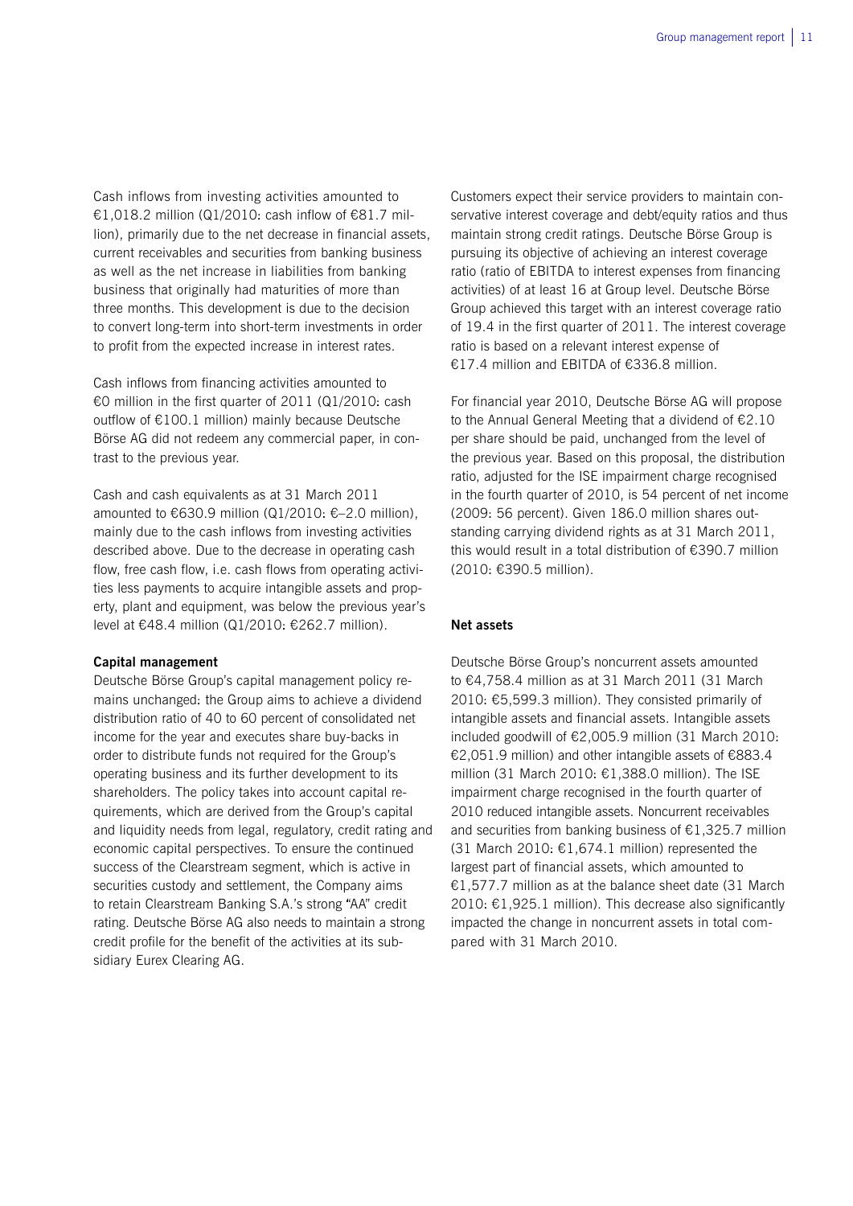Cash inflows from investing activities amounted to €1,018.2 million (Q1/2010: cash inflow of €81.7 million), primarily due to the net decrease in financial assets, current receivables and securities from banking business as well as the net increase in liabilities from banking business that originally had maturities of more than three months. This development is due to the decision to convert long-term into short-term investments in order to profit from the expected increase in interest rates.

Cash inflows from financing activities amounted to €0 million in the first quarter of 2011 (Q1/2010: cash outflow of €100.1 million) mainly because Deutsche Börse AG did not redeem any commercial paper, in contrast to the previous year.

Cash and cash equivalents as at 31 March 2011 amounted to €630.9 million (Q1/2010: €–2.0 million), mainly due to the cash inflows from investing activities described above. Due to the decrease in operating cash flow, free cash flow, i.e. cash flows from operating activities less payments to acquire intangible assets and property, plant and equipment, was below the previous year's level at €48.4 million (Q1/2010: €262.7 million).

**Capital management**

Deutsche Börse Group's capital management policy remains unchanged: the Group aims to achieve a dividend distribution ratio of 40 to 60 percent of consolidated net income for the year and executes share buy-backs in order to distribute funds not required for the Group's operating business and its further development to its shareholders. The policy takes into account capital requirements, which are derived from the Group's capital and liquidity needs from legal, regulatory, credit rating and economic capital perspectives. To ensure the continued success of the Clearstream segment, which is active in securities custody and settlement, the Company aims to retain Clearstream Banking S.A.'s strong "AA" credit rating. Deutsche Börse AG also needs to maintain a strong credit profile for the benefit of the activities at its subsidiary Eurex Clearing AG.

Customers expect their service providers to maintain conservative interest coverage and debt/equity ratios and thus maintain strong credit ratings. Deutsche Börse Group is pursuing its objective of achieving an interest coverage ratio (ratio of EBITDA to interest expenses from financing activities) of at least 16 at Group level. Deutsche Börse Group achieved this target with an interest coverage ratio of 19.4 in the first quarter of 2011. The interest coverage ratio is based on a relevant interest expense of €17.4 million and EBITDA of €336.8 million.

For financial year 2010, Deutsche Börse AG will propose to the Annual General Meeting that a dividend of €2.10 per share should be paid, unchanged from the level of the previous year. Based on this proposal, the distribution ratio, adjusted for the ISE impairment charge recognised in the fourth quarter of 2010, is 54 percent of net income (2009: 56 percent). Given 186.0 million shares outstanding carrying dividend rights as at 31 March 2011, this would result in a total distribution of €390.7 million (2010: €390.5 million).

**Net assets**

Deutsche Börse Group's noncurrent assets amounted to €4,758.4 million as at 31 March 2011 (31 March 2010: €5,599.3 million). They consisted primarily of intangible assets and financial assets. Intangible assets included goodwill of €2,005.9 million (31 March 2010: €2,051.9 million) and other intangible assets of €883.4 million (31 March 2010: €1,388.0 million). The ISE impairment charge recognised in the fourth quarter of 2010 reduced intangible assets. Noncurrent receivables and securities from banking business of €1,325.7 million (31 March 2010: €1,674.1 million) represented the largest part of financial assets, which amounted to €1,577.7 million as at the balance sheet date (31 March 2010: €1,925.1 million). This decrease also significantly impacted the change in noncurrent assets in total compared with 31 March 2010.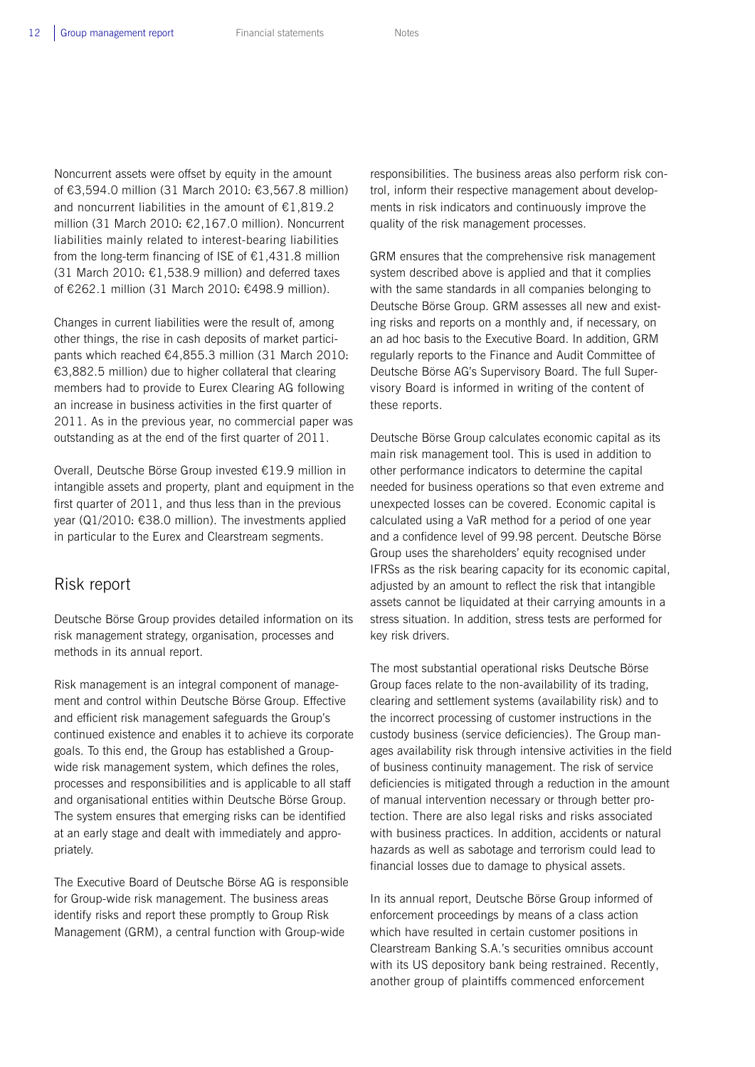Noncurrent assets were offset by equity in the amount of €3,594.0 million (31 March 2010: €3,567.8 million) and noncurrent liabilities in the amount of €1,819.2 million (31 March 2010: €2,167.0 million). Noncurrent liabilities mainly related to interest-bearing liabilities from the long-term financing of ISE of €1,431.8 million (31 March 2010: €1,538.9 million) and deferred taxes of €262.1 million (31 March 2010: €498.9 million).

Changes in current liabilities were the result of, among other things, the rise in cash deposits of market participants which reached €4,855.3 million (31 March 2010: €3,882.5 million) due to higher collateral that clearing members had to provide to Eurex Clearing AG following an increase in business activities in the first quarter of 2011. As in the previous year, no commercial paper was outstanding as at the end of the first quarter of 2011.

Overall, Deutsche Börse Group invested €19.9 million in intangible assets and property, plant and equipment in the first quarter of 2011, and thus less than in the previous year (Q1/2010: €38.0 million). The investments applied in particular to the Eurex and Clearstream segments.

## Risk report

Deutsche Börse Group provides detailed information on its risk management strategy, organisation, processes and methods in its annual report.

Risk management is an integral component of management and control within Deutsche Börse Group. Effective and efficient risk management safeguards the Group's continued existence and enables it to achieve its corporate goals. To this end, the Group has established a Group-wide risk management system, which defines the roles, processes and responsibilities and is applicable to all staff and organisational entities within Deutsche Börse Group. The system ensures that emerging risks can be identified at an early stage and dealt with immediately and appropriately.

The Executive Board of Deutsche Börse AG is responsible for Group-wide risk management. The business areas identify risks and report these promptly to Group Risk Management (GRM), a central function with Group-wide responsibilities. The business areas also perform risk control, inform their respective management about developments in risk indicators and continuously improve the quality of the risk management processes.

GRM ensures that the comprehensive risk management system described above is applied and that it complies with the same standards in all companies belonging to Deutsche Börse Group. GRM assesses all new and existing risks and reports on a monthly and, if necessary, on an ad hoc basis to the Executive Board. In addition, GRM regularly reports to the Finance and Audit Committee of Deutsche Börse AG's Supervisory Board. The full Supervisory Board is informed in writing of the content of these reports.

Deutsche Börse Group calculates economic capital as its main risk management tool. This is used in addition to other performance indicators to determine the capital needed for business operations so that even extreme and unexpected losses can be covered. Economic capital is calculated using a VaR method for a period of one year and a confidence level of 99.98 percent. Deutsche Börse Group uses the shareholders' equity recognised under IFRSs as the risk bearing capacity for its economic capital, adjusted by an amount to reflect the risk that intangible assets cannot be liquidated at their carrying amounts in a stress situation. In addition, stress tests are performed for key risk drivers.

The most substantial operational risks Deutsche Börse Group faces relate to the non-availability of its trading, clearing and settlement systems (availability risk) and to the incorrect processing of customer instructions in the custody business (service deficiencies). The Group manages availability risk through intensive activities in the field of business continuity management. The risk of service deficiencies is mitigated through a reduction in the amount of manual intervention necessary or through better protection. There are also legal risks and risks associated with business practices. In addition, accidents or natural hazards as well as sabotage and terrorism could lead to financial losses due to damage to physical assets.

In its annual report, Deutsche Börse Group informed of enforcement proceedings by means of a class action which have resulted in certain customer positions in Clearstream Banking S.A.'s securities omnibus account with its US depository bank being restrained. Recently, another group of plaintiffs commenced enforcement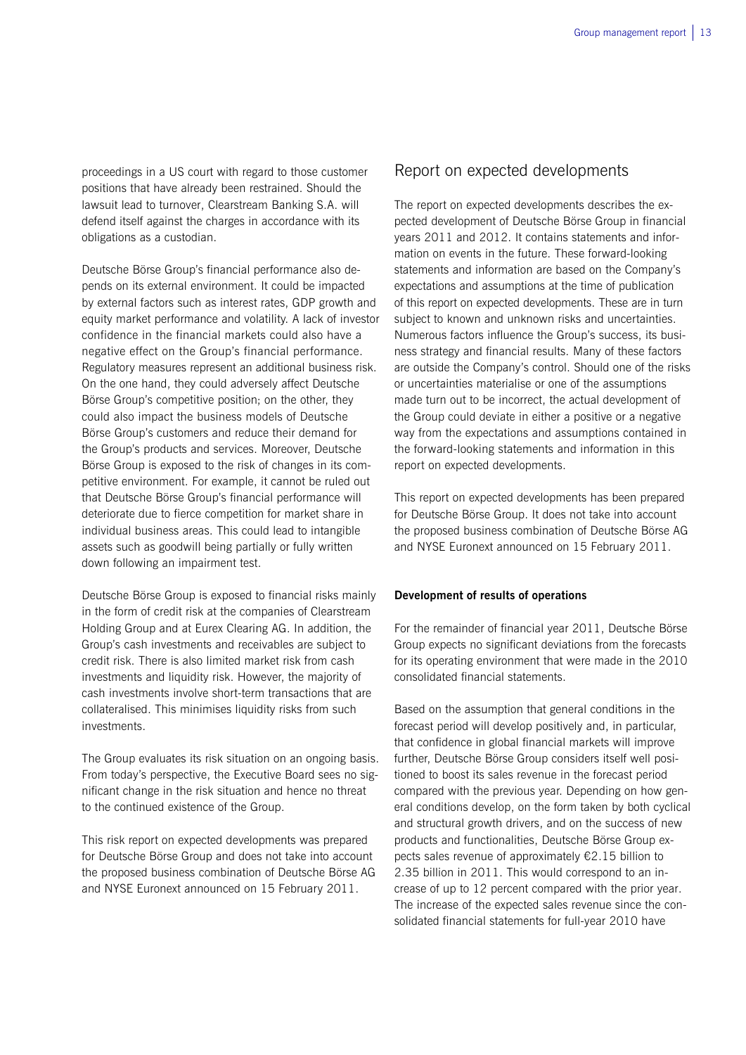proceedings in a US court with regard to those customer positions that have already been restrained. Should the lawsuit lead to turnover, Clearstream Banking S.A. will defend itself against the charges in accordance with its obligations as a custodian.

Deutsche Börse Group's financial performance also depends on its external environment. It could be impacted by external factors such as interest rates, GDP growth and equity market performance and volatility. A lack of investor confidence in the financial markets could also have a negative effect on the Group's financial performance. Regulatory measures represent an additional business risk. On the one hand, they could adversely affect Deutsche Börse Group's competitive position; on the other, they could also impact the business models of Deutsche Börse Group's customers and reduce their demand for the Group's products and services. Moreover, Deutsche Börse Group is exposed to the risk of changes in its competitive environment. For example, it cannot be ruled out that Deutsche Börse Group's financial performance will deteriorate due to fierce competition for market share in individual business areas. This could lead to intangible assets such as goodwill being partially or fully written down following an impairment test.

Deutsche Börse Group is exposed to financial risks mainly in the form of credit risk at the companies of Clearstream Holding Group and at Eurex Clearing AG. In addition, the Group's cash investments and receivables are subject to credit risk. There is also limited market risk from cash investments and liquidity risk. However, the majority of cash investments involve short-term transactions that are collateralised. This minimises liquidity risks from such investments.

The Group evaluates its risk situation on an ongoing basis. From today's perspective, the Executive Board sees no significant change in the risk situation and hence no threat to the continued existence of the Group.

This risk report on expected developments was prepared for Deutsche Börse Group and does not take into account the proposed business combination of Deutsche Börse AG and NYSE Euronext announced on 15 February 2011.

## Report on expected developments

The report on expected developments describes the expected development of Deutsche Börse Group in financial years 2011 and 2012. It contains statements and information on events in the future. These forward-looking statements and information are based on the Company's expectations and assumptions at the time of publication of this report on expected developments. These are in turn subject to known and unknown risks and uncertainties. Numerous factors influence the Group's success, its business strategy and financial results. Many of these factors are outside the Company's control. Should one of the risks or uncertainties materialise or one of the assumptions made turn out to be incorrect, the actual development of the Group could deviate in either a positive or a negative way from the expectations and assumptions contained in the forward-looking statements and information in this report on expected developments.

This report on expected developments has been prepared for Deutsche Börse Group. It does not take into account the proposed business combination of Deutsche Börse AG and NYSE Euronext announced on 15 February 2011.

**Development of results of operations**

For the remainder of financial year 2011, Deutsche Börse Group expects no significant deviations from the forecasts for its operating environment that were made in the 2010 consolidated financial statements.

Based on the assumption that general conditions in the forecast period will develop positively and, in particular, that confidence in global financial markets will improve further, Deutsche Börse Group considers itself well positioned to boost its sales revenue in the forecast period compared with the previous year. Depending on how general conditions develop, on the form taken by both cyclical and structural growth drivers, and on the success of new products and functionalities, Deutsche Börse Group expects sales revenue of approximately €2.15 billion to 2.35 billion in 2011. This would correspond to an increase of up to 12 percent compared with the prior year. The increase of the expected sales revenue since the consolidated financial statements for full-year 2010 have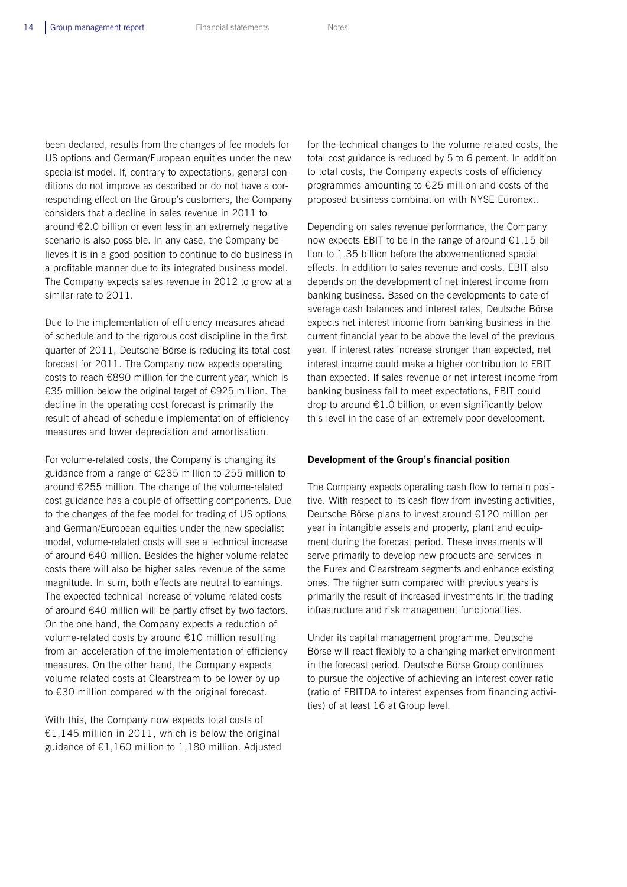been declared, results from the changes of fee models for US options and German/European equities under the new specialist model. If, contrary to expectations, general conditions do not improve as described or do not have a corresponding effect on the Group's customers, the Company considers that a decline in sales revenue in 2011 to around €2.0 billion or even less in an extremely negative scenario is also possible. In any case, the Company believes it is in a good position to continue to do business in a profitable manner due to its integrated business model. The Company expects sales revenue in 2012 to grow at a similar rate to 2011.

Due to the implementation of efficiency measures ahead of schedule and to the rigorous cost discipline in the first quarter of 2011, Deutsche Börse is reducing its total cost forecast for 2011. The Company now expects operating costs to reach €890 million for the current year, which is €35 million below the original target of €925 million. The decline in the operating cost forecast is primarily the result of ahead-of-schedule implementation of efficiency measures and lower depreciation and amortisation.

For volume-related costs, the Company is changing its guidance from a range of €235 million to 255 million to around €255 million. The change of the volume-related cost guidance has a couple of offsetting components. Due to the changes of the fee model for trading of US options and German/European equities under the new specialist model, volume-related costs will see a technical increase of around €40 million. Besides the higher volume-related costs there will also be higher sales revenue of the same magnitude. In sum, both effects are neutral to earnings. The expected technical increase of volume-related costs of around €40 million will be partly offset by two factors. On the one hand, the Company expects a reduction of volume-related costs by around €10 million resulting from an acceleration of the implementation of efficiency measures. On the other hand, the Company expects volume-related costs at Clearstream to be lower by up to €30 million compared with the original forecast.

With this, the Company now expects total costs of €1,145 million in 2011, which is below the original guidance of €1,160 million to 1,180 million. Adjusted for the technical changes to the volume-related costs, the total cost guidance is reduced by 5 to 6 percent. In addition to total costs, the Company expects costs of efficiency programmes amounting to €25 million and costs of the proposed business combination with NYSE Euronext.

Depending on sales revenue performance, the Company now expects EBIT to be in the range of around €1.15 billion to 1.35 billion before the abovementioned special effects. In addition to sales revenue and costs, EBIT also depends on the development of net interest income from banking business. Based on the developments to date of average cash balances and interest rates, Deutsche Börse expects net interest income from banking business in the current financial year to be above the level of the previous year. If interest rates increase stronger than expected, net interest income could make a higher contribution to EBIT than expected. If sales revenue or net interest income from banking business fail to meet expectations, EBIT could drop to around €1.0 billion, or even significantly below this level in the case of an extremely poor development.

**Development of the Group's financial position**

The Company expects operating cash flow to remain positive. With respect to its cash flow from investing activities, Deutsche Börse plans to invest around €120 million per year in intangible assets and property, plant and equipment during the forecast period. These investments will serve primarily to develop new products and services in the Eurex and Clearstream segments and enhance existing ones. The higher sum compared with previous years is primarily the result of increased investments in the trading infrastructure and risk management functionalities.

Under its capital management programme, Deutsche Börse will react flexibly to a changing market environment in the forecast period. Deutsche Börse Group continues to pursue the objective of achieving an interest cover ratio (ratio of EBITDA to interest expenses from financing activities) of at least 16 at Group level.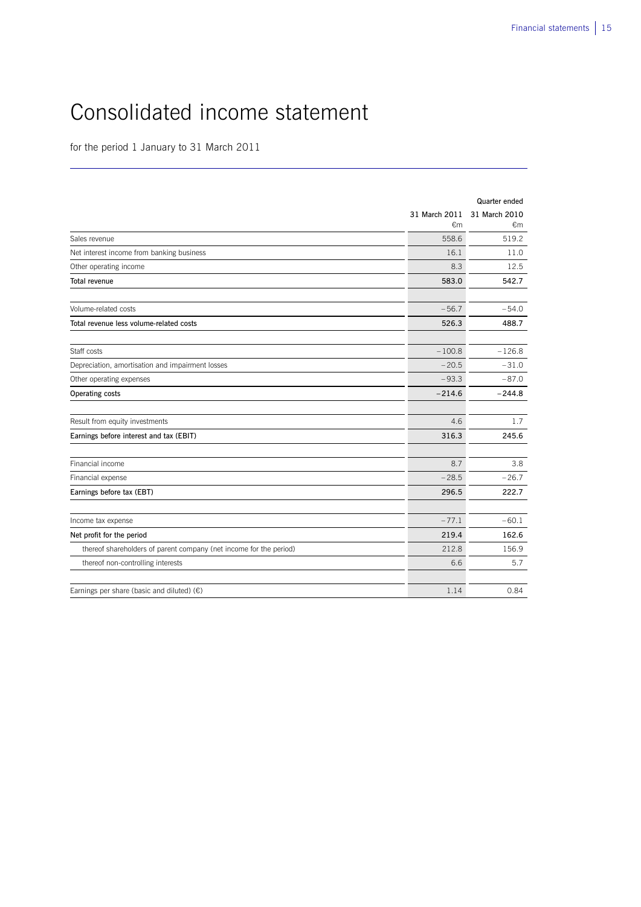# Consolidated income statement

for the period 1 January to 31 March 2011

| | Quarter ended | |
|---|---|---|
| | 31 March 2011<br>€m | 31 March 2010<br>€m |
| Sales revenue | 558.6 | 519.2 |
| Net interest income from banking business | 16.1 | 11.0 |
| Other operating income | 8.3 | 12.5 |
| **Total revenue** | **583.0** | **542.7** |
| | | |
| Volume-related costs | −56.7 | −54.0 |
| **Total revenue less volume-related costs** | **526.3** | **488.7** |
| | | |
| Staff costs | −100.8 | −126.8 |
| Depreciation, amortisation and impairment losses | −20.5 | −31.0 |
| Other operating expenses | −93.3 | −87.0 |
| **Operating costs** | **−214.6** | **−244.8** |
| | | |
| Result from equity investments | 4.6 | 1.7 |
| **Earnings before interest and tax (EBIT)** | **316.3** | **245.6** |
| | | |
| Financial income | 8.7 | 3.8 |
| Financial expense | −28.5 | −26.7 |
| **Earnings before tax (EBT)** | **296.5** | **222.7** |
| | | |
| Income tax expense | −77.1 | −60.1 |
| **Net profit for the period** | **219.4** | **162.6** |
| thereof shareholders of parent company (net income for the period) | 212.8 | 156.9 |
| thereof non-controlling interests | 6.6 | 5.7 |
| | | |
| Earnings per share (basic and diluted) (€) | 1.14 | 0.84 |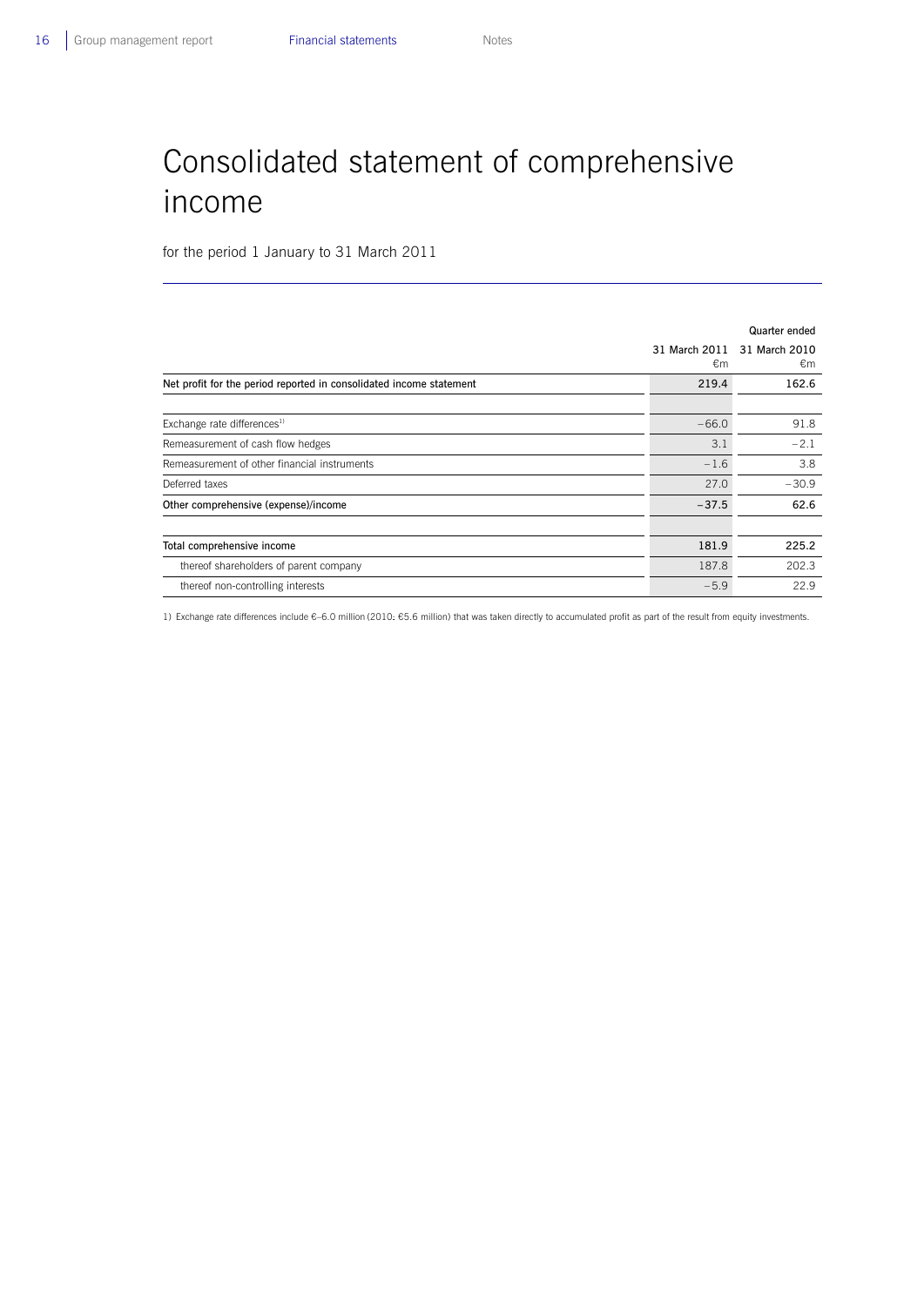# Consolidated statement of comprehensive income

for the period 1 January to 31 March 2011

| | Quarter ended | |
|---|---|---|
| | 31 March 2011 €m | 31 March 2010 €m |
| Net profit for the period reported in consolidated income statement | 219.4 | 162.6 |
| | | |
| Exchange rate differences[1] | −66.0 | 91.8 |
| Remeasurement of cash flow hedges | 3.1 | −2.1 |
| Remeasurement of other financial instruments | −1.6 | 3.8 |
| Deferred taxes | 27.0 | −30.9 |
| Other comprehensive (expense)/income | −37.5 | 62.6 |
| | | |
| Total comprehensive income | 181.9 | 225.2 |
| thereof shareholders of parent company | 187.8 | 202.3 |
| thereof non-controlling interests | −5.9 | 22.9 |

1) Exchange rate differences include €–6.0 million (2010: €5.6 million) that was taken directly to accumulated profit as part of the result from equity investments.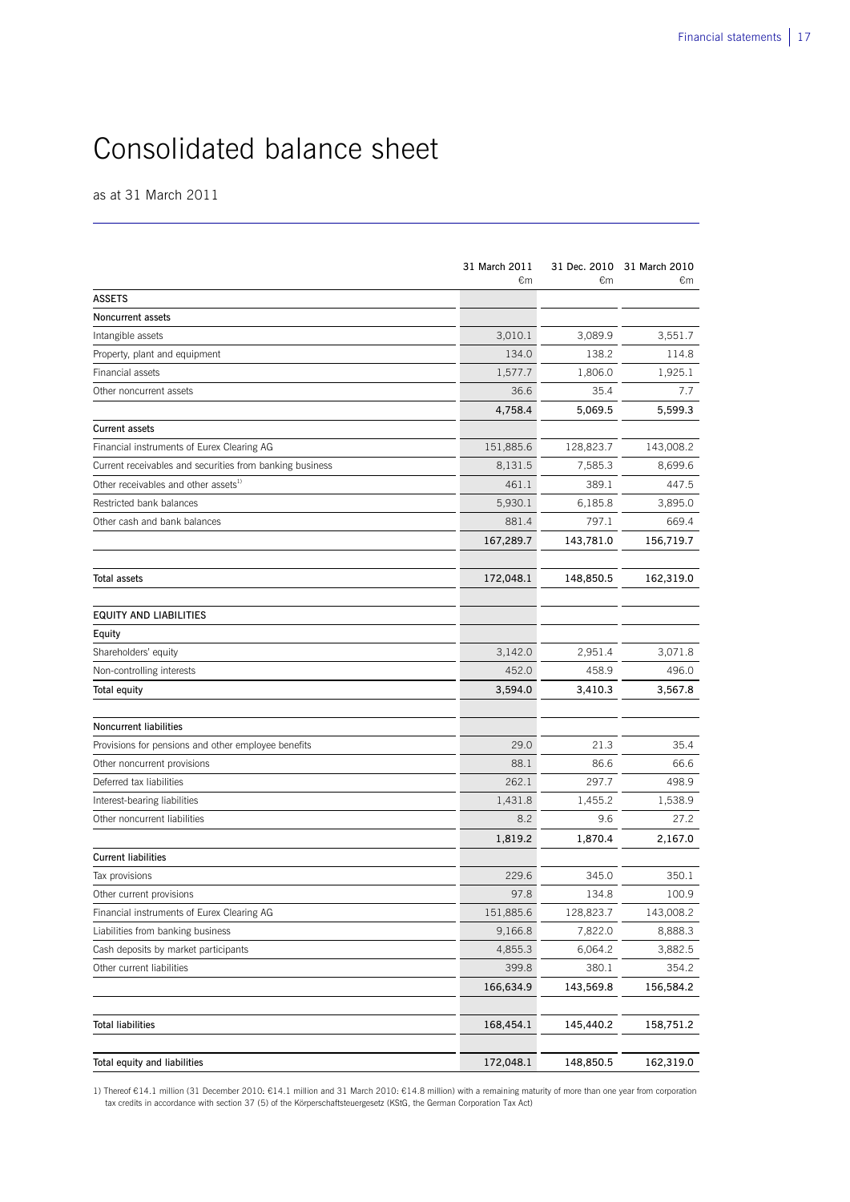# Consolidated balance sheet

as at 31 March 2011

| | 31 March 2011 €m | 31 Dec. 2010 €m | 31 March 2010 €m |
|---|---|---|---|
| **ASSETS** | | | |
| **Noncurrent assets** | | | |
| Intangible assets | 3,010.1 | 3,089.9 | 3,551.7 |
| Property, plant and equipment | 134.0 | 138.2 | 114.8 |
| Financial assets | 1,577.7 | 1,806.0 | 1,925.1 |
| Other noncurrent assets | 36.6 | 35.4 | 7.7 |
| | **4,758.4** | **5,069.5** | **5,599.3** |
| **Current assets** | | | |
| Financial instruments of Eurex Clearing AG | 151,885.6 | 128,823.7 | 143,008.2 |
| Current receivables and securities from banking business | 8,131.5 | 7,585.3 | 8,699.6 |
| Other receivables and other assets[1] | 461.1 | 389.1 | 447.5 |
| Restricted bank balances | 5,930.1 | 6,185.8 | 3,895.0 |
| Other cash and bank balances | 881.4 | 797.1 | 669.4 |
| | **167,289.7** | **143,781.0** | **156,719.7** |
| **Total assets** | **172,048.1** | **148,850.5** | **162,319.0** |
| **EQUITY AND LIABILITIES** | | | |
| **Equity** | | | |
| Shareholders' equity | 3,142.0 | 2,951.4 | 3,071.8 |
| Non-controlling interests | 452.0 | 458.9 | 496.0 |
| **Total equity** | **3,594.0** | **3,410.3** | **3,567.8** |
| **Noncurrent liabilities** | | | |
| Provisions for pensions and other employee benefits | 29.0 | 21.3 | 35.4 |
| Other noncurrent provisions | 88.1 | 86.6 | 66.6 |
| Deferred tax liabilities | 262.1 | 297.7 | 498.9 |
| Interest-bearing liabilities | 1,431.8 | 1,455.2 | 1,538.9 |
| Other noncurrent liabilities | 8.2 | 9.6 | 27.2 |
| | **1,819.2** | **1,870.4** | **2,167.0** |
| **Current liabilities** | | | |
| Tax provisions | 229.6 | 345.0 | 350.1 |
| Other current provisions | 97.8 | 134.8 | 100.9 |
| Financial instruments of Eurex Clearing AG | 151,885.6 | 128,823.7 | 143,008.2 |
| Liabilities from banking business | 9,166.8 | 7,822.0 | 8,888.3 |
| Cash deposits by market participants | 4,855.3 | 6,064.2 | 3,882.5 |
| Other current liabilities | 399.8 | 380.1 | 354.2 |
| | **166,634.9** | **143,569.8** | **156,584.2** |
| **Total liabilities** | **168,454.1** | **145,440.2** | **158,751.2** |
| **Total equity and liabilities** | **172,048.1** | **148,850.5** | **162,319.0** |

1) Thereof €14.1 million (31 December 2010: €14.1 million and 31 March 2010: €14.8 million) with a remaining maturity of more than one year from corporation tax credits in accordance with section 37 (5) of the Körperschaftsteuergesetz (KStG, the German Corporation Tax Act)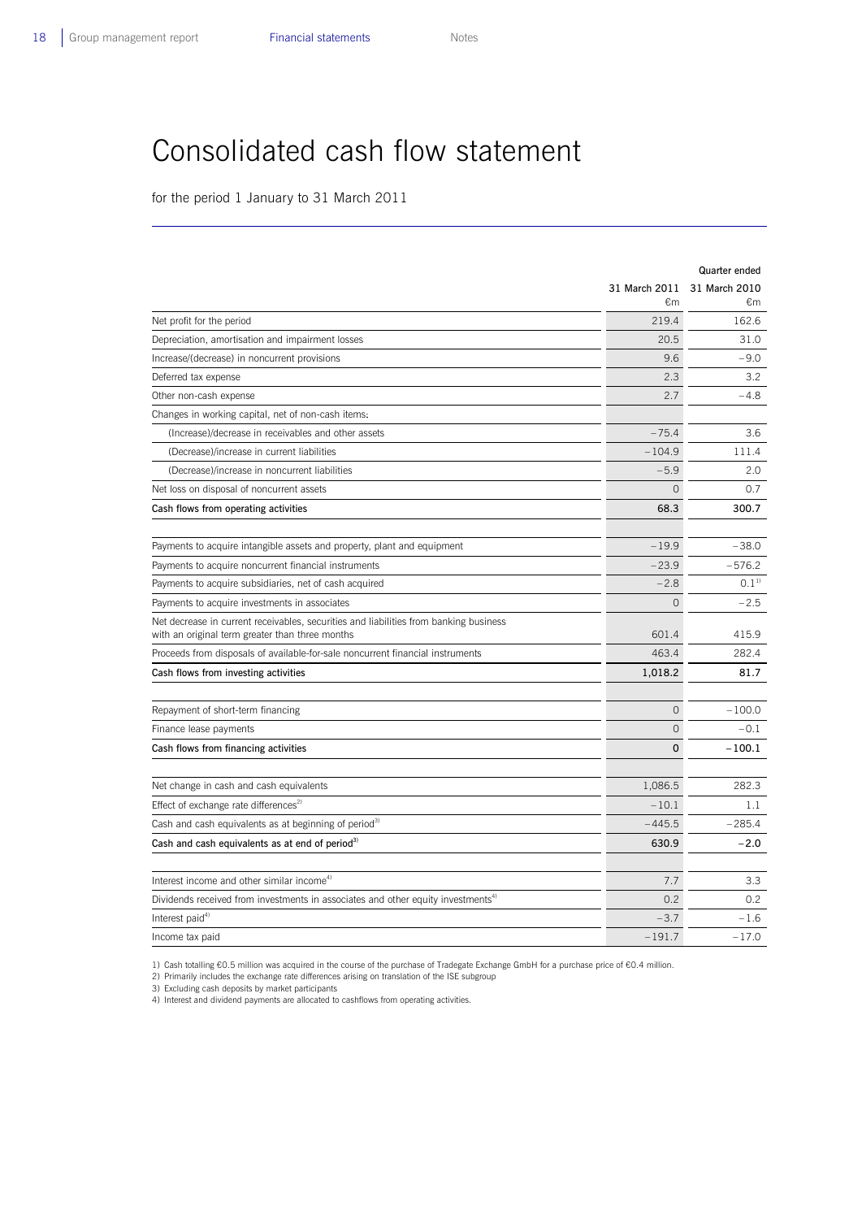# Consolidated cash flow statement

for the period 1 January to 31 March 2011

| | Quarter ended | |
|---|---|---|
| | 31 March 2011 €m | 31 March 2010 €m |
| Net profit for the period | 219.4 | 162.6 |
| Depreciation, amortisation and impairment losses | 20.5 | 31.0 |
| Increase/(decrease) in noncurrent provisions | 9.6 | –9.0 |
| Deferred tax expense | 2.3 | 3.2 |
| Other non-cash expense | 2.7 | –4.8 |
| Changes in working capital, net of non-cash items: | | |
| (Increase)/decrease in receivables and other assets | –75.4 | 3.6 |
| (Decrease)/increase in current liabilities | –104.9 | 111.4 |
| (Decrease)/increase in noncurrent liabilities | –5.9 | 2.0 |
| Net loss on disposal of noncurrent assets | 0 | 0.7 |
| **Cash flows from operating activities** | **68.3** | **300.7** |
| | | |
| Payments to acquire intangible assets and property, plant and equipment | –19.9 | –38.0 |
| Payments to acquire noncurrent financial instruments | –23.9 | –576.2 |
| Payments to acquire subsidiaries, net of cash acquired | –2.8 | 0.1[1] |
| Payments to acquire investments in associates | 0 | –2.5 |
| Net decrease in current receivables, securities and liabilities from banking business with an original term greater than three months | 601.4 | 415.9 |
| Proceeds from disposals of available-for-sale noncurrent financial instruments | 463.4 | 282.4 |
| **Cash flows from investing activities** | **1,018.2** | **81.7** |
| | | |
| Repayment of short-term financing | 0 | –100.0 |
| Finance lease payments | 0 | –0.1 |
| **Cash flows from financing activities** | **0** | **–100.1** |
| | | |
| Net change in cash and cash equivalents | 1,086.5 | 282.3 |
| Effect of exchange rate differences[2] | –10.1 | 1.1 |
| Cash and cash equivalents as at beginning of period[3] | –445.5 | –285.4 |
| **Cash and cash equivalents as at end of period[3]** | **630.9** | **–2.0** |
| | | |
| Interest income and other similar income[4] | 7.7 | 3.3 |
| Dividends received from investments in associates and other equity investments[4] | 0.2 | 0.2 |
| Interest paid[4] | –3.7 | –1.6 |
| Income tax paid | –191.7 | –17.0 |

1) Cash totalling €0.5 million was acquired in the course of the purchase of Tradegate Exchange GmbH for a purchase price of €0.4 million.
2) Primarily includes the exchange rate differences arising on translation of the ISE subgroup
3) Excluding cash deposits by market participants
4) Interest and dividend payments are allocated to cashflows from operating activities.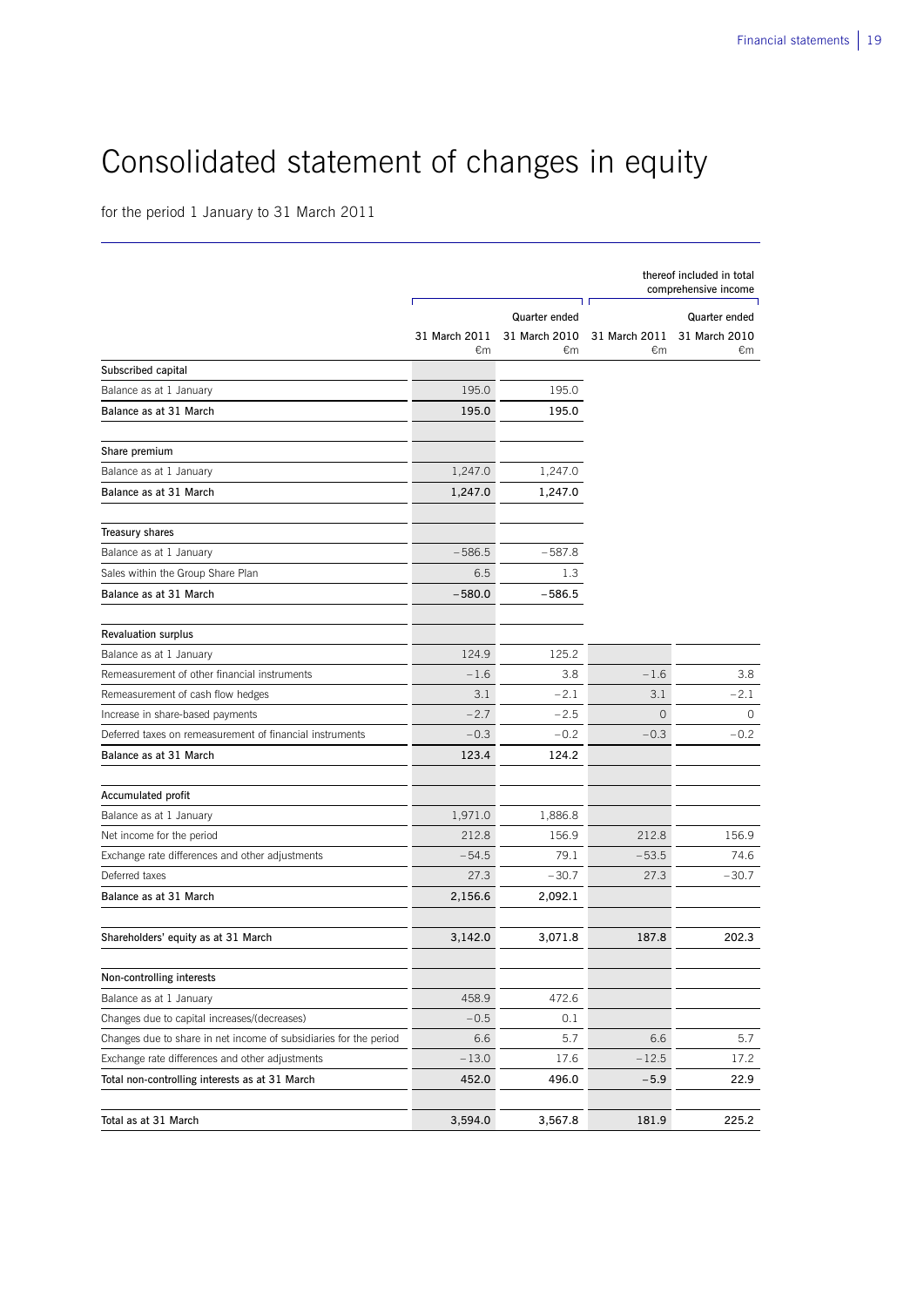# Consolidated statement of changes in equity

for the period 1 January to 31 March 2011

| | | | thereof included in total comprehensive income | |
|---|---|---|---|---|
| | | Quarter ended | | Quarter ended |
| | 31 March 2011 €m | 31 March 2010 €m | 31 March 2011 €m | 31 March 2010 €m |
| **Subscribed capital** | | | | |
| Balance as at 1 January | 195.0 | 195.0 | | |
| **Balance as at 31 March** | **195.0** | **195.0** | | |
| **Share premium** | | | | |
| Balance as at 1 January | 1,247.0 | 1,247.0 | | |
| **Balance as at 31 March** | **1,247.0** | **1,247.0** | | |
| **Treasury shares** | | | | |
| Balance as at 1 January | −586.5 | −587.8 | | |
| Sales within the Group Share Plan | 6.5 | 1.3 | | |
| **Balance as at 31 March** | **−580.0** | **−586.5** | | |
| **Revaluation surplus** | | | | |
| Balance as at 1 January | 124.9 | 125.2 | | |
| Remeasurement of other financial instruments | −1.6 | 3.8 | −1.6 | 3.8 |
| Remeasurement of cash flow hedges | 3.1 | −2.1 | 3.1 | −2.1 |
| Increase in share-based payments | −2.7 | −2.5 | 0 | 0 |
| Deferred taxes on remeasurement of financial instruments | −0.3 | −0.2 | −0.3 | −0.2 |
| **Balance as at 31 March** | **123.4** | **124.2** | | |
| **Accumulated profit** | | | | |
| Balance as at 1 January | 1,971.0 | 1,886.8 | | |
| Net income for the period | 212.8 | 156.9 | 212.8 | 156.9 |
| Exchange rate differences and other adjustments | −54.5 | 79.1 | −53.5 | 74.6 |
| Deferred taxes | 27.3 | −30.7 | 27.3 | −30.7 |
| **Balance as at 31 March** | **2,156.6** | **2,092.1** | | |
| **Shareholders' equity as at 31 March** | **3,142.0** | **3,071.8** | **187.8** | **202.3** |
| **Non-controlling interests** | | | | |
| Balance as at 1 January | 458.9 | 472.6 | | |
| Changes due to capital increases/(decreases) | −0.5 | 0.1 | | |
| Changes due to share in net income of subsidiaries for the period | 6.6 | 5.7 | 6.6 | 5.7 |
| Exchange rate differences and other adjustments | −13.0 | 17.6 | −12.5 | 17.2 |
| **Total non-controlling interests as at 31 March** | **452.0** | **496.0** | **−5.9** | **22.9** |
| **Total as at 31 March** | **3,594.0** | **3,567.8** | **181.9** | **225.2** |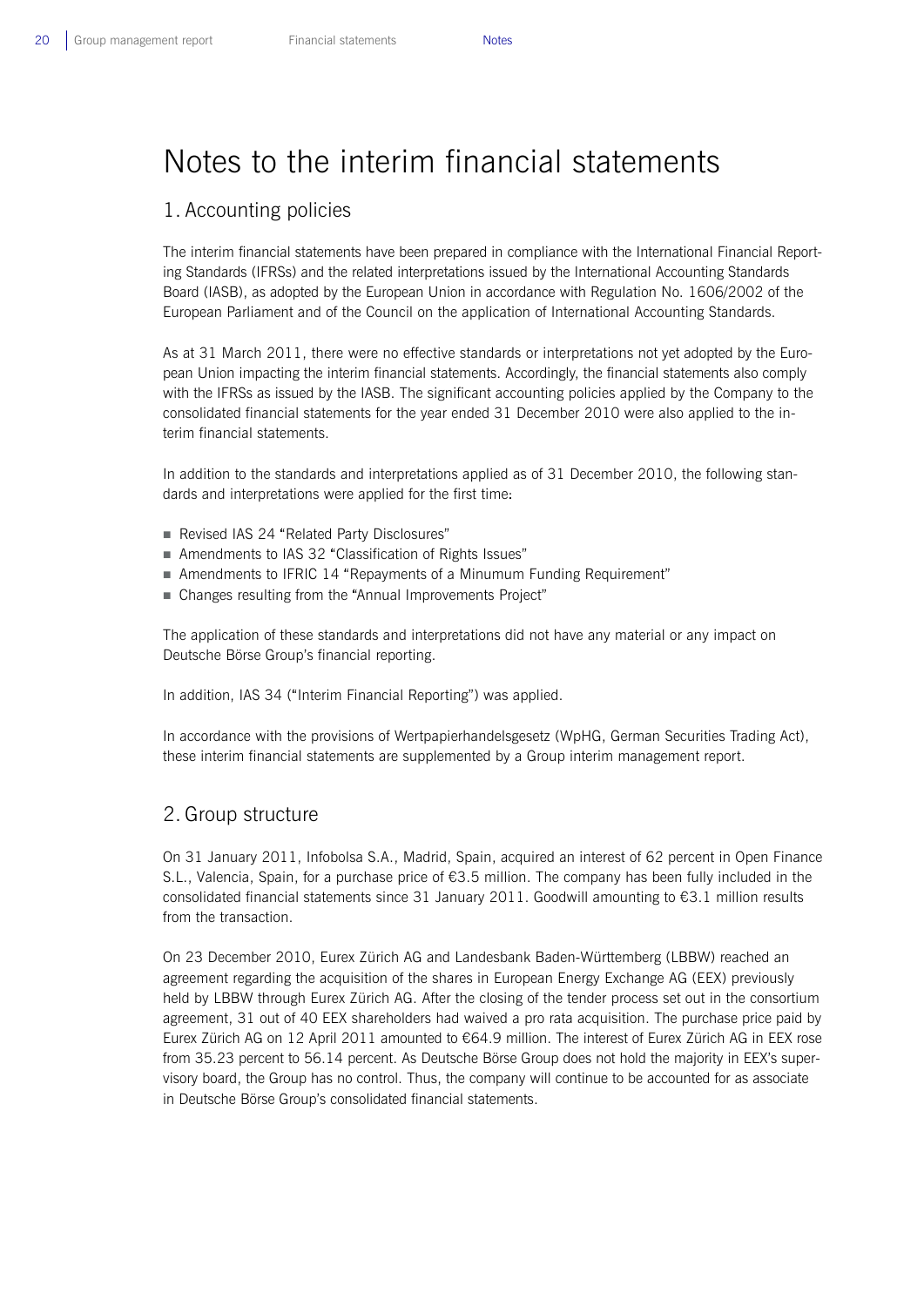# Notes to the interim financial statements

## 1. Accounting policies

The interim financial statements have been prepared in compliance with the International Financial Reporting Standards (IFRSs) and the related interpretations issued by the International Accounting Standards Board (IASB), as adopted by the European Union in accordance with Regulation No. 1606/2002 of the European Parliament and of the Council on the application of International Accounting Standards.

As at 31 March 2011, there were no effective standards or interpretations not yet adopted by the European Union impacting the interim financial statements. Accordingly, the financial statements also comply with the IFRSs as issued by the IASB. The significant accounting policies applied by the Company to the consolidated financial statements for the year ended 31 December 2010 were also applied to the interim financial statements.

In addition to the standards and interpretations applied as of 31 December 2010, the following standards and interpretations were applied for the first time:

- Revised IAS 24 "Related Party Disclosures"
- Amendments to IAS 32 "Classification of Rights Issues"
- Amendments to IFRIC 14 "Repayments of a Minumum Funding Requirement"
- Changes resulting from the "Annual Improvements Project"

The application of these standards and interpretations did not have any material or any impact on Deutsche Börse Group's financial reporting.

In addition, IAS 34 ("Interim Financial Reporting") was applied.

In accordance with the provisions of Wertpapierhandelsgesetz (WpHG, German Securities Trading Act), these interim financial statements are supplemented by a Group interim management report.

## 2. Group structure

On 31 January 2011, Infobolsa S.A., Madrid, Spain, acquired an interest of 62 percent in Open Finance S.L., Valencia, Spain, for a purchase price of €3.5 million. The company has been fully included in the consolidated financial statements since 31 January 2011. Goodwill amounting to €3.1 million results from the transaction.

On 23 December 2010, Eurex Zürich AG and Landesbank Baden-Württemberg (LBBW) reached an agreement regarding the acquisition of the shares in European Energy Exchange AG (EEX) previously held by LBBW through Eurex Zürich AG. After the closing of the tender process set out in the consortium agreement, 31 out of 40 EEX shareholders had waived a pro rata acquisition. The purchase price paid by Eurex Zürich AG on 12 April 2011 amounted to €64.9 million. The interest of Eurex Zürich AG in EEX rose from 35.23 percent to 56.14 percent. As Deutsche Börse Group does not hold the majority in EEX's supervisory board, the Group has no control. Thus, the company will continue to be accounted for as associate in Deutsche Börse Group's consolidated financial statements.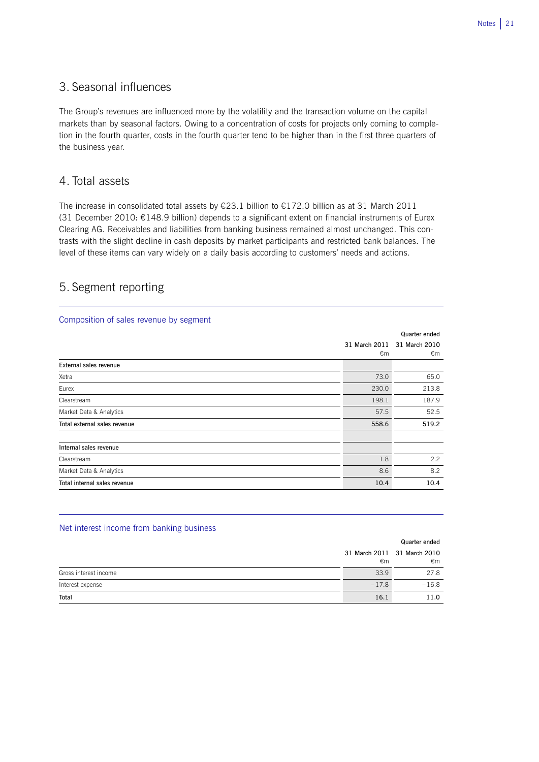## 3. Seasonal influences

The Group's revenues are influenced more by the volatility and the transaction volume on the capital markets than by seasonal factors. Owing to a concentration of costs for projects only coming to completion in the fourth quarter, costs in the fourth quarter tend to be higher than in the first three quarters of the business year.

## 4. Total assets

The increase in consolidated total assets by €23.1 billion to €172.0 billion as at 31 March 2011 (31 December 2010: €148.9 billion) depends to a significant extent on financial instruments of Eurex Clearing AG. Receivables and liabilities from banking business remained almost unchanged. This contrasts with the slight decline in cash deposits by market participants and restricted bank balances. The level of these items can vary widely on a daily basis according to customers' needs and actions.

## 5. Segment reporting

**Composition of sales revenue by segment**

| | Quarter ended | |
|---|---|---|
| | 31 March 2011 €m | 31 March 2010 €m |
| **External sales revenue** | | |
| Xetra | 73.0 | 65.0 |
| Eurex | 230.0 | 213.8 |
| Clearstream | 198.1 | 187.9 |
| Market Data & Analytics | 57.5 | 52.5 |
| **Total external sales revenue** | **558.6** | **519.2** |
| | | |
| **Internal sales revenue** | | |
| Clearstream | 1.8 | 2.2 |
| Market Data & Analytics | 8.6 | 8.2 |
| **Total internal sales revenue** | **10.4** | **10.4** |

**Net interest income from banking business**

| | Quarter ended | |
|---|---|---|
| | 31 March 2011 €m | 31 March 2010 €m |
| Gross interest income | 33.9 | 27.8 |
| Interest expense | –17.8 | –16.8 |
| **Total** | **16.1** | **11.0** |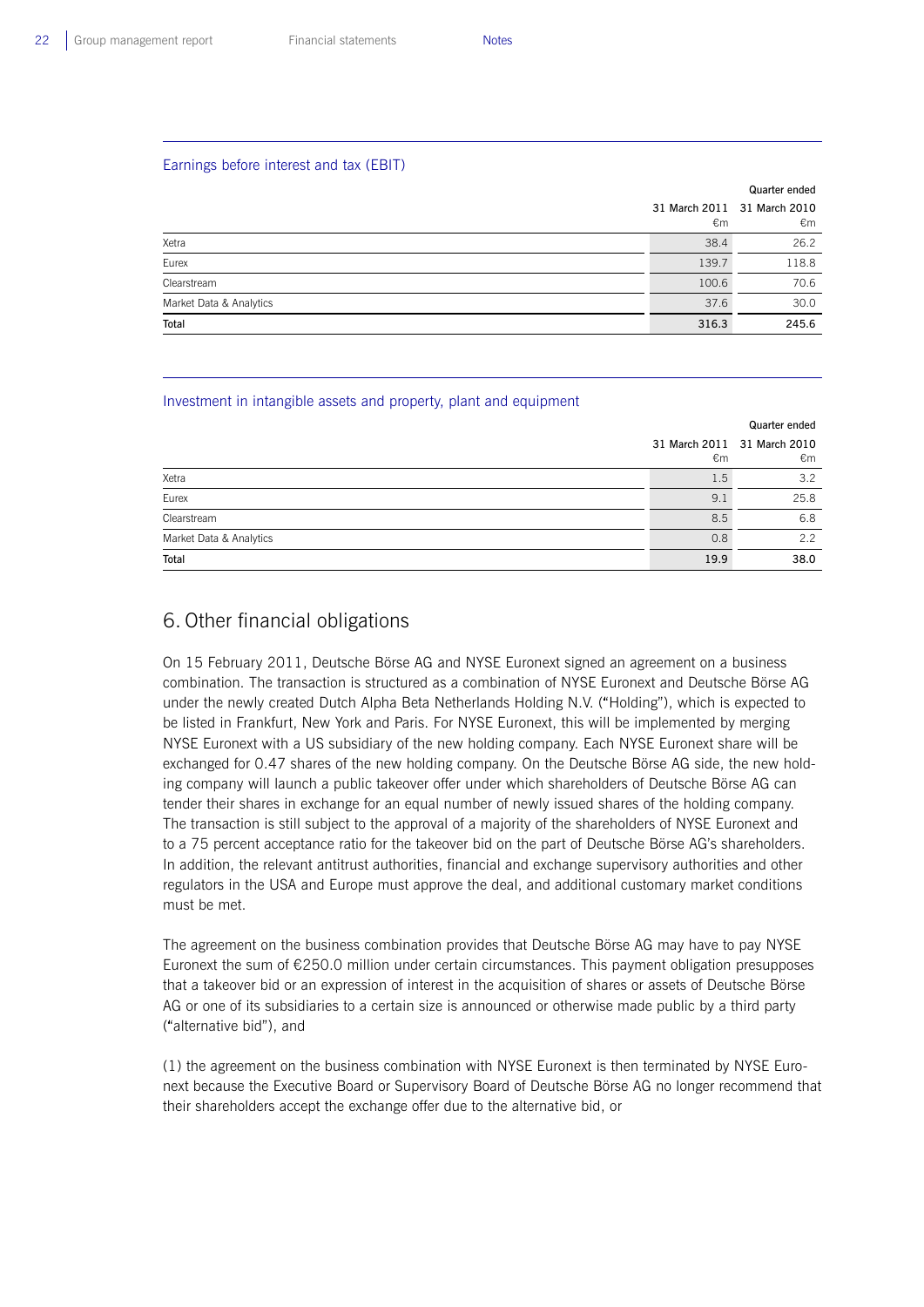Earnings before interest and tax (EBIT)

| | Quarter ended | |
|---|---|---|
| | 31 March 2011 €m | 31 March 2010 €m |
| Xetra | 38.4 | 26.2 |
| Eurex | 139.7 | 118.8 |
| Clearstream | 100.6 | 70.6 |
| Market Data & Analytics | 37.6 | 30.0 |
| **Total** | **316.3** | **245.6** |

Investment in intangible assets and property, plant and equipment

| | Quarter ended | |
|---|---|---|
| | 31 March 2011 €m | 31 March 2010 €m |
| Xetra | 1.5 | 3.2 |
| Eurex | 9.1 | 25.8 |
| Clearstream | 8.5 | 6.8 |
| Market Data & Analytics | 0.8 | 2.2 |
| **Total** | **19.9** | **38.0** |

## 6. Other financial obligations

On 15 February 2011, Deutsche Börse AG and NYSE Euronext signed an agreement on a business combination. The transaction is structured as a combination of NYSE Euronext and Deutsche Börse AG under the newly created Dutch Alpha Beta Netherlands Holding N.V. ("Holding"), which is expected to be listed in Frankfurt, New York and Paris. For NYSE Euronext, this will be implemented by merging NYSE Euronext with a US subsidiary of the new holding company. Each NYSE Euronext share will be exchanged for 0.47 shares of the new holding company. On the Deutsche Börse AG side, the new holding company will launch a public takeover offer under which shareholders of Deutsche Börse AG can tender their shares in exchange for an equal number of newly issued shares of the holding company. The transaction is still subject to the approval of a majority of the shareholders of NYSE Euronext and to a 75 percent acceptance ratio for the takeover bid on the part of Deutsche Börse AG's shareholders. In addition, the relevant antitrust authorities, financial and exchange supervisory authorities and other regulators in the USA and Europe must approve the deal, and additional customary market conditions must be met.

The agreement on the business combination provides that Deutsche Börse AG may have to pay NYSE Euronext the sum of €250.0 million under certain circumstances. This payment obligation presupposes that a takeover bid or an expression of interest in the acquisition of shares or assets of Deutsche Börse AG or one of its subsidiaries to a certain size is announced or otherwise made public by a third party ("alternative bid"), and

(1) the agreement on the business combination with NYSE Euronext is then terminated by NYSE Euronext because the Executive Board or Supervisory Board of Deutsche Börse AG no longer recommend that their shareholders accept the exchange offer due to the alternative bid, or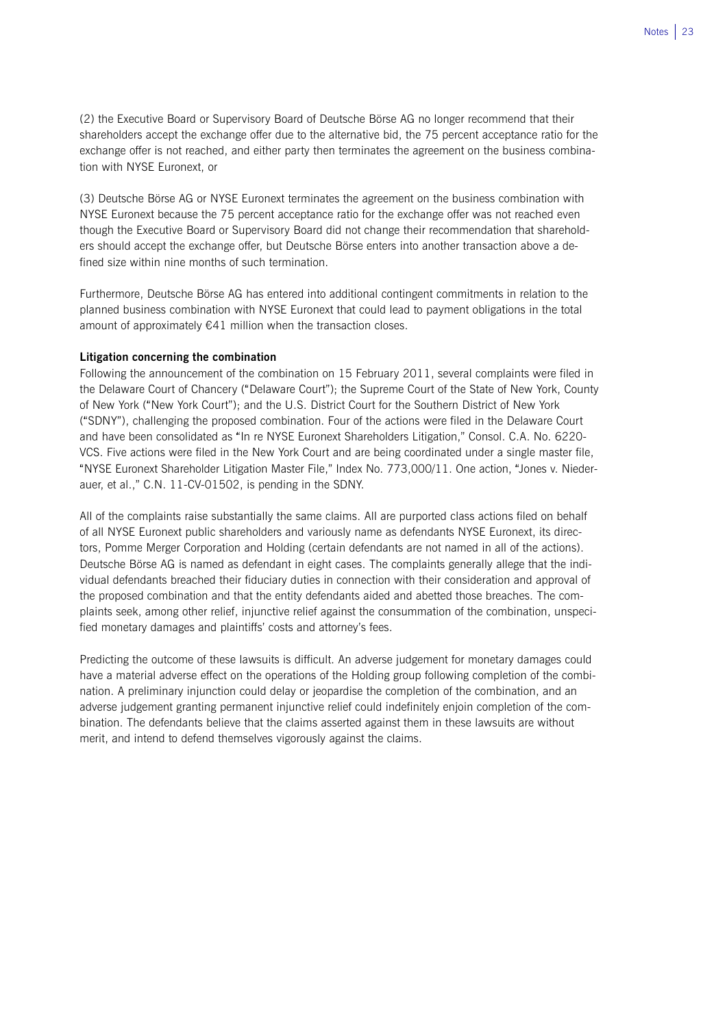(2) the Executive Board or Supervisory Board of Deutsche Börse AG no longer recommend that their shareholders accept the exchange offer due to the alternative bid, the 75 percent acceptance ratio for the exchange offer is not reached, and either party then terminates the agreement on the business combination with NYSE Euronext, or

(3) Deutsche Börse AG or NYSE Euronext terminates the agreement on the business combination with NYSE Euronext because the 75 percent acceptance ratio for the exchange offer was not reached even though the Executive Board or Supervisory Board did not change their recommendation that shareholders should accept the exchange offer, but Deutsche Börse enters into another transaction above a defined size within nine months of such termination.

Furthermore, Deutsche Börse AG has entered into additional contingent commitments in relation to the planned business combination with NYSE Euronext that could lead to payment obligations in the total amount of approximately €41 million when the transaction closes.

**Litigation concerning the combination**

Following the announcement of the combination on 15 February 2011, several complaints were filed in the Delaware Court of Chancery ("Delaware Court"); the Supreme Court of the State of New York, County of New York ("New York Court"); and the U.S. District Court for the Southern District of New York ("SDNY"), challenging the proposed combination. Four of the actions were filed in the Delaware Court and have been consolidated as "In re NYSE Euronext Shareholders Litigation," Consol. C.A. No. 6220-VCS. Five actions were filed in the New York Court and are being coordinated under a single master file, "NYSE Euronext Shareholder Litigation Master File," Index No. 773,000/11. One action, "Jones v. Niederauer, et al.," C.N. 11-CV-01502, is pending in the SDNY.

All of the complaints raise substantially the same claims. All are purported class actions filed on behalf of all NYSE Euronext public shareholders and variously name as defendants NYSE Euronext, its directors, Pomme Merger Corporation and Holding (certain defendants are not named in all of the actions). Deutsche Börse AG is named as defendant in eight cases. The complaints generally allege that the individual defendants breached their fiduciary duties in connection with their consideration and approval of the proposed combination and that the entity defendants aided and abetted those breaches. The complaints seek, among other relief, injunctive relief against the consummation of the combination, unspecified monetary damages and plaintiffs' costs and attorney's fees.

Predicting the outcome of these lawsuits is difficult. An adverse judgement for monetary damages could have a material adverse effect on the operations of the Holding group following completion of the combination. A preliminary injunction could delay or jeopardise the completion of the combination, and an adverse judgement granting permanent injunctive relief could indefinitely enjoin completion of the combination. The defendants believe that the claims asserted against them in these lawsuits are without merit, and intend to defend themselves vigorously against the claims.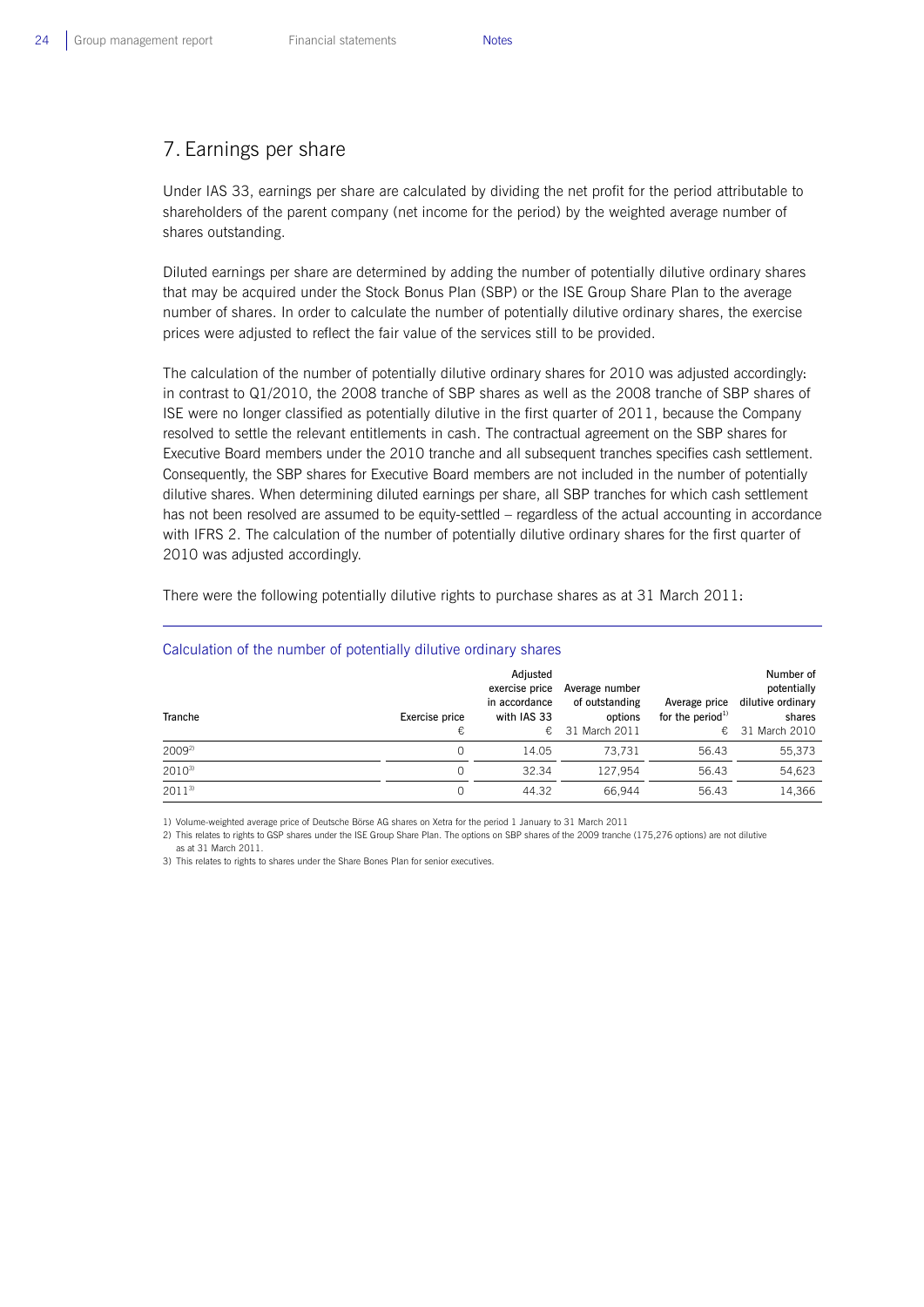## 7. Earnings per share

Under IAS 33, earnings per share are calculated by dividing the net profit for the period attributable to shareholders of the parent company (net income for the period) by the weighted average number of shares outstanding.

Diluted earnings per share are determined by adding the number of potentially dilutive ordinary shares that may be acquired under the Stock Bonus Plan (SBP) or the ISE Group Share Plan to the average number of shares. In order to calculate the number of potentially dilutive ordinary shares, the exercise prices were adjusted to reflect the fair value of the services still to be provided.

The calculation of the number of potentially dilutive ordinary shares for 2010 was adjusted accordingly: in contrast to Q1/2010, the 2008 tranche of SBP shares as well as the 2008 tranche of SBP shares of ISE were no longer classified as potentially dilutive in the first quarter of 2011, because the Company resolved to settle the relevant entitlements in cash. The contractual agreement on the SBP shares for Executive Board members under the 2010 tranche and all subsequent tranches specifies cash settlement. Consequently, the SBP shares for Executive Board members are not included in the number of potentially dilutive shares. When determining diluted earnings per share, all SBP tranches for which cash settlement has not been resolved are assumed to be equity-settled – regardless of the actual accounting in accordance with IFRS 2. The calculation of the number of potentially dilutive ordinary shares for the first quarter of 2010 was adjusted accordingly.

There were the following potentially dilutive rights to purchase shares as at 31 March 2011:

### Calculation of the number of potentially dilutive ordinary shares

| Tranche | Exercise price € | Adjusted exercise price in accordance with IAS 33 € | Average number of outstanding options 31 March 2011 | Average price for the period[1] € | Number of potentially dilutive ordinary shares 31 March 2010 |
|---|---|---|---|---|---|
| 2009[2] | 0 | 14.05 | 73,731 | 56.43 | 55,373 |
| 2010[3] | 0 | 32.34 | 127,954 | 56.43 | 54,623 |
| 2011[3] | 0 | 44.32 | 66,944 | 56.43 | 14,366 |

1) Volume-weighted average price of Deutsche Börse AG shares on Xetra for the period 1 January to 31 March 2011

2) This relates to rights to GSP shares under the ISE Group Share Plan. The options on SBP shares of the 2009 tranche (175,276 options) are not dilutive as at 31 March 2011.

3) This relates to rights to shares under the Share Bones Plan for senior executives.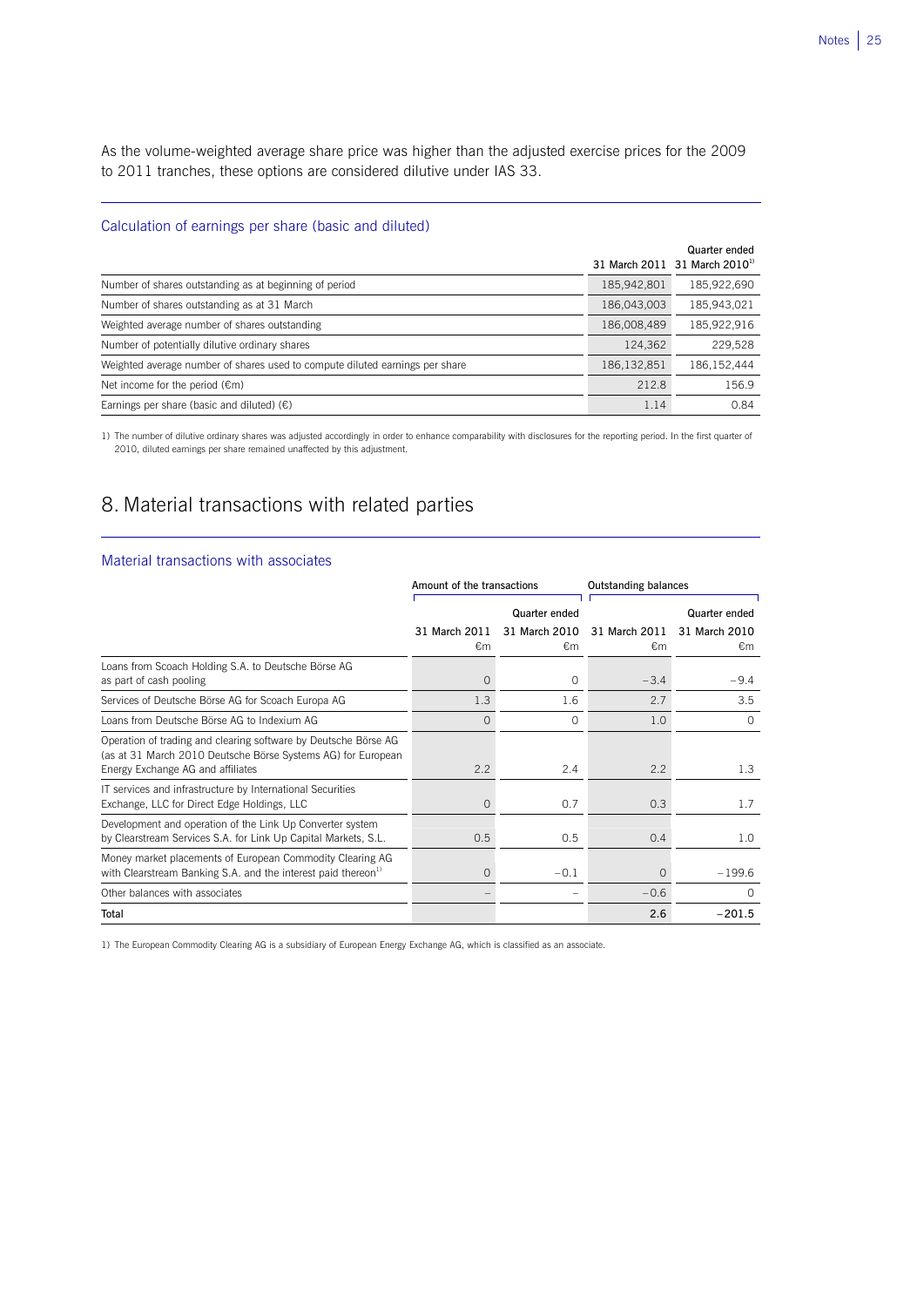As the volume-weighted average share price was higher than the adjusted exercise prices for the 2009 to 2011 tranches, these options are considered dilutive under IAS 33.

### Calculation of earnings per share (basic and diluted)

| | Quarter ended 31 March 2011 | 31 March 2010[1] |
|---|---|---|
| Number of shares outstanding as at beginning of period | 185,942,801 | 185,922,690 |
| Number of shares outstanding as at 31 March | 186,043,003 | 185,943,021 |
| Weighted average number of shares outstanding | 186,008,489 | 185,922,916 |
| Number of potentially dilutive ordinary shares | 124,362 | 229,528 |
| Weighted average number of shares used to compute diluted earnings per share | 186,132,851 | 186,152,444 |
| Net income for the period (€m) | 212.8 | 156.9 |
| Earnings per share (basic and diluted) (€) | 1.14 | 0.84 |

1) The number of dilutive ordinary shares was adjusted accordingly in order to enhance comparability with disclosures for the reporting period. In the first quarter of 2010, diluted earnings per share remained unaffected by this adjustment.

# 8. Material transactions with related parties

### Material transactions with associates

| | Amount of the transactions | | Outstanding balances | |
|---|---|---|---|---|
| | Quarter ended 31 March 2011 €m | 31 March 2010 €m | 31 March 2011 €m | Quarter ended 31 March 2010 €m |
| Loans from Scoach Holding S.A. to Deutsche Börse AG as part of cash pooling | 0 | 0 | −3.4 | −9.4 |
| Services of Deutsche Börse AG for Scoach Europa AG | 1.3 | 1.6 | 2.7 | 3.5 |
| Loans from Deutsche Börse AG to Indexium AG | 0 | 0 | 1.0 | 0 |
| Operation of trading and clearing software by Deutsche Börse AG (as at 31 March 2010 Deutsche Börse Systems AG) for European Energy Exchange AG and affiliates | 2.2 | 2.4 | 2.2 | 1.3 |
| IT services and infrastructure by International Securities Exchange, LLC for Direct Edge Holdings, LLC | 0 | 0.7 | 0.3 | 1.7 |
| Development and operation of the Link Up Converter system by Clearstream Services S.A. for Link Up Capital Markets, S.L. | 0.5 | 0.5 | 0.4 | 1.0 |
| Money market placements of European Commodity Clearing AG with Clearstream Banking S.A. and the interest paid thereon[1] | 0 | −0.1 | 0 | −199.6 |
| Other balances with associates | – | – | −0.6 | 0 |
| **Total** | | | **2.6** | **−201.5** |

1) The European Commodity Clearing AG is a subsidiary of European Energy Exchange AG, which is classified as an associate.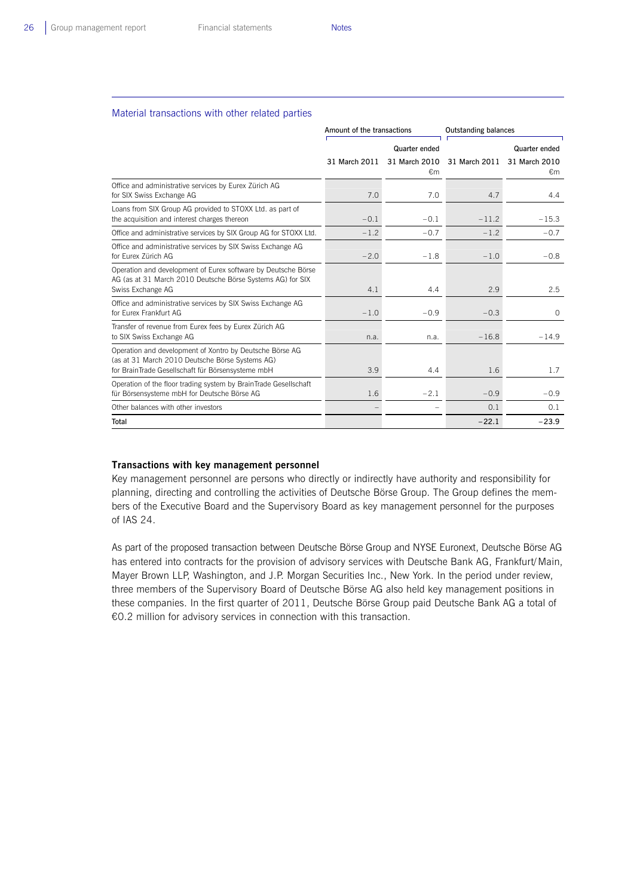### Material transactions with other related parties

| | Amount of the transactions | | Outstanding balances | |
|---|---|---|---|---|
| | | Quarter ended | | Quarter ended |
| | 31 March 2011 | 31 March 2010 €m | 31 March 2011 | 31 March 2010 €m |
| Office and administrative services by Eurex Zürich AG for SIX Swiss Exchange AG | 7.0 | 7.0 | 4.7 | 4.4 |
| Loans from SIX Group AG provided to STOXX Ltd. as part of the acquisition and interest charges thereon | –0.1 | –0.1 | –11.2 | –15.3 |
| Office and administrative services by SIX Group AG for STOXX Ltd. | –1.2 | –0.7 | –1.2 | –0.7 |
| Office and administrative services by SIX Swiss Exchange AG for Eurex Zürich AG | –2.0 | –1.8 | –1.0 | –0.8 |
| Operation and development of Eurex software by Deutsche Börse AG (as at 31 March 2010 Deutsche Börse Systems AG) for SIX Swiss Exchange AG | 4.1 | 4.4 | 2.9 | 2.5 |
| Office and administrative services by SIX Swiss Exchange AG for Eurex Frankfurt AG | –1.0 | –0.9 | –0.3 | 0 |
| Transfer of revenue from Eurex fees by Eurex Zürich AG to SIX Swiss Exchange AG | n.a. | n.a. | –16.8 | –14.9 |
| Operation and development of Xontro by Deutsche Börse AG (as at 31 March 2010 Deutsche Börse Systems AG) for BrainTrade Gesellschaft für Börsensysteme mbH | 3.9 | 4.4 | 1.6 | 1.7 |
| Operation of the floor trading system by BrainTrade Gesellschaft für Börsensysteme mbH for Deutsche Börse AG | 1.6 | –2.1 | –0.9 | –0.9 |
| Other balances with other investors | – | – | 0.1 | 0.1 |
| **Total** | | | **–22.1** | **–23.9** |

**Transactions with key management personnel**

Key management personnel are persons who directly or indirectly have authority and responsibility for planning, directing and controlling the activities of Deutsche Börse Group. The Group defines the members of the Executive Board and the Supervisory Board as key management personnel for the purposes of IAS 24.

As part of the proposed transaction between Deutsche Börse Group and NYSE Euronext, Deutsche Börse AG has entered into contracts for the provision of advisory services with Deutsche Bank AG, Frankfurt/Main, Mayer Brown LLP, Washington, and J.P. Morgan Securities Inc., New York. In the period under review, three members of the Supervisory Board of Deutsche Börse AG also held key management positions in these companies. In the first quarter of 2011, Deutsche Börse Group paid Deutsche Bank AG a total of €0.2 million for advisory services in connection with this transaction.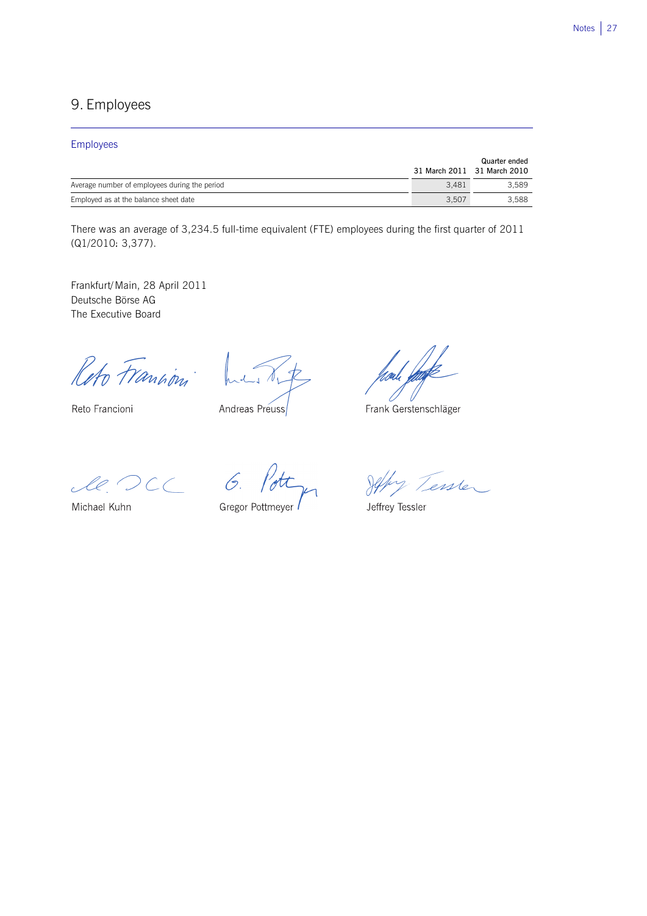## 9. Employees

### Employees

| | | Quarter ended |
|---|---|---|
| | 31 March 2011 | 31 March 2010 |
| Average number of employees during the period | 3,481 | 3,589 |
| Employed as at the balance sheet date | 3,507 | 3,588 |

There was an average of 3,234.5 full-time equivalent (FTE) employees during the first quarter of 2011 (Q1/2010: 3,377).

Frankfurt/Main, 28 April 2011
Deutsche Börse AG
The Executive Board

Reto Francioni

Andreas Preuss

Frank Gerstenschläger

Michael Kuhn

Gregor Pottmeyer

Jeffrey Tessler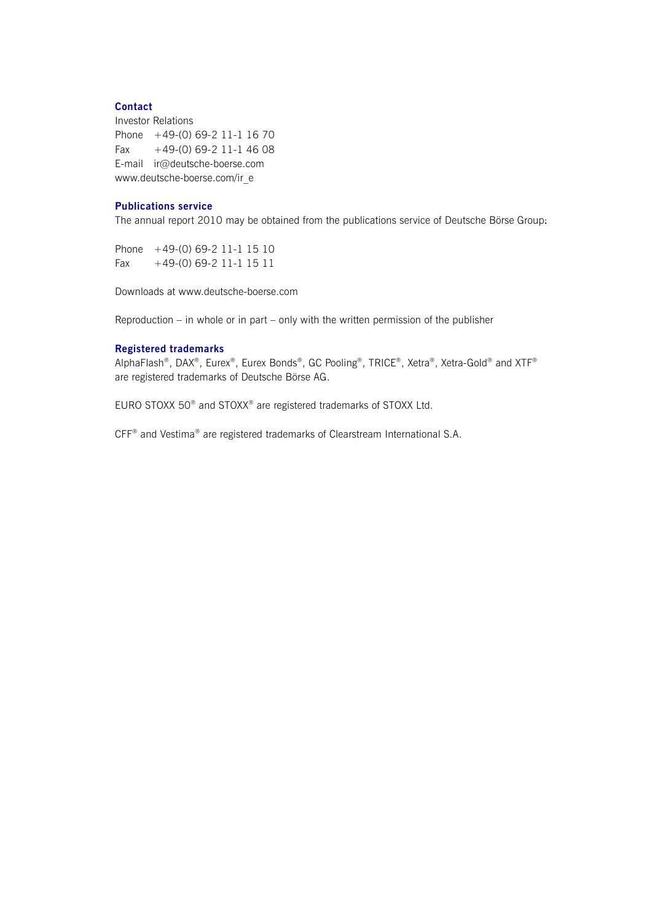## Contact

Investor Relations
Phone +49-(0) 69-2 11-1 16 70
Fax +49-(0) 69-2 11-1 46 08
E-mail ir@deutsche-boerse.com
www.deutsche-boerse.com/ir_e

## Publications service

The annual report 2010 may be obtained from the publications service of Deutsche Börse Group:

Phone +49-(0) 69-2 11-1 15 10
Fax +49-(0) 69-2 11-1 15 11

Downloads at www.deutsche-boerse.com

Reproduction – in whole or in part – only with the written permission of the publisher

## Registered trademarks

AlphaFlash®, DAX®, Eurex®, Eurex Bonds®, GC Pooling®, TRICE®, Xetra®, Xetra-Gold® and XTF® are registered trademarks of Deutsche Börse AG.

EURO STOXX 50® and STOXX® are registered trademarks of STOXX Ltd.

CFF® and Vestima® are registered trademarks of Clearstream International S.A.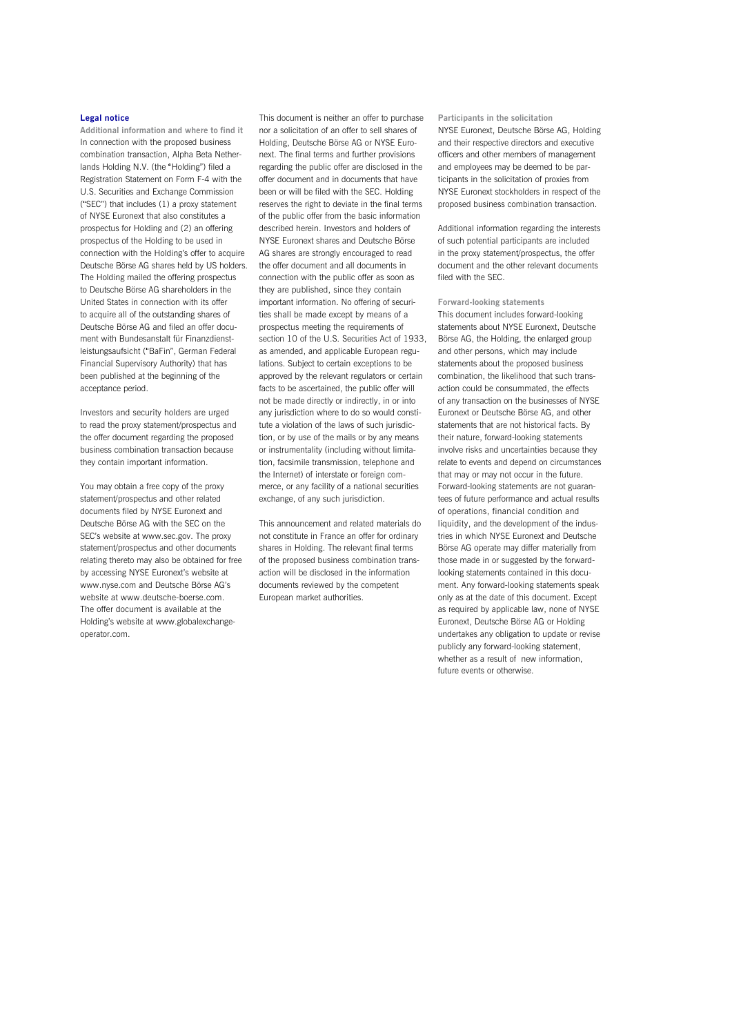## Legal notice

### Additional information and where to find it

In connection with the proposed business combination transaction, Alpha Beta Netherlands Holding N.V. (the "Holding") filed a Registration Statement on Form F-4 with the U.S. Securities and Exchange Commission ("SEC") that includes (1) a proxy statement of NYSE Euronext that also constitutes a prospectus for Holding and (2) an offering prospectus of the Holding to be used in connection with the Holding's offer to acquire Deutsche Börse AG shares held by US holders. The Holding mailed the offering prospectus to Deutsche Börse AG shareholders in the United States in connection with its offer to acquire all of the outstanding shares of Deutsche Börse AG and filed an offer document with Bundesanstalt für Finanzdienstleistungsaufsicht ("BaFin", German Federal Financial Supervisory Authority) that has been published at the beginning of the acceptance period.

Investors and security holders are urged to read the proxy statement/prospectus and the offer document regarding the proposed business combination transaction because they contain important information.

You may obtain a free copy of the proxy statement/prospectus and other related documents filed by NYSE Euronext and Deutsche Börse AG with the SEC on the SEC's website at www.sec.gov. The proxy statement/prospectus and other documents relating thereto may also be obtained for free by accessing NYSE Euronext's website at www.nyse.com and Deutsche Börse AG's website at www.deutsche-boerse.com. The offer document is available at the Holding's website at www.globalexchange-operator.com.

This document is neither an offer to purchase nor a solicitation of an offer to sell shares of Holding, Deutsche Börse AG or NYSE Euronext. The final terms and further provisions regarding the public offer are disclosed in the offer document and in documents that have been or will be filed with the SEC. Holding reserves the right to deviate in the final terms of the public offer from the basic information described herein. Investors and holders of NYSE Euronext shares and Deutsche Börse AG shares are strongly encouraged to read the offer document and all documents in connection with the public offer as soon as they are published, since they contain important information. No offering of securities shall be made except by means of a prospectus meeting the requirements of section 10 of the U.S. Securities Act of 1933, as amended, and applicable European regulations. Subject to certain exceptions to be approved by the relevant regulators or certain facts to be ascertained, the public offer will not be made directly or indirectly, in or into any jurisdiction where to do so would constitute a violation of the laws of such jurisdiction, or by use of the mails or by any means or instrumentality (including without limitation, facsimile transmission, telephone and the Internet) of interstate or foreign commerce, or any facility of a national securities exchange, of any such jurisdiction.

This announcement and related materials do not constitute in France an offer for ordinary shares in Holding. The relevant final terms of the proposed business combination transaction will be disclosed in the information documents reviewed by the competent European market authorities.

### Participants in the solicitation

NYSE Euronext, Deutsche Börse AG, Holding and their respective directors and executive officers and other members of management and employees may be deemed to be participants in the solicitation of proxies from NYSE Euronext stockholders in respect of the proposed business combination transaction.

Additional information regarding the interests of such potential participants are included in the proxy statement/prospectus, the offer document and the other relevant documents filed with the SEC.

### Forward-looking statements

This document includes forward-looking statements about NYSE Euronext, Deutsche Börse AG, the Holding, the enlarged group and other persons, which may include statements about the proposed business combination, the likelihood that such transaction could be consummated, the effects of any transaction on the businesses of NYSE Euronext or Deutsche Börse AG, and other statements that are not historical facts. By their nature, forward-looking statements involve risks and uncertainties because they relate to events and depend on circumstances that may or may not occur in the future. Forward-looking statements are not guarantees of future performance and actual results of operations, financial condition and liquidity, and the development of the industries in which NYSE Euronext and Deutsche Börse AG operate may differ materially from those made in or suggested by the forward-looking statements contained in this document. Any forward-looking statements speak only as at the date of this document. Except as required by applicable law, none of NYSE Euronext, Deutsche Börse AG or Holding undertakes any obligation to update or revise publicly any forward-looking statement, whether as a result of new information, future events or otherwise.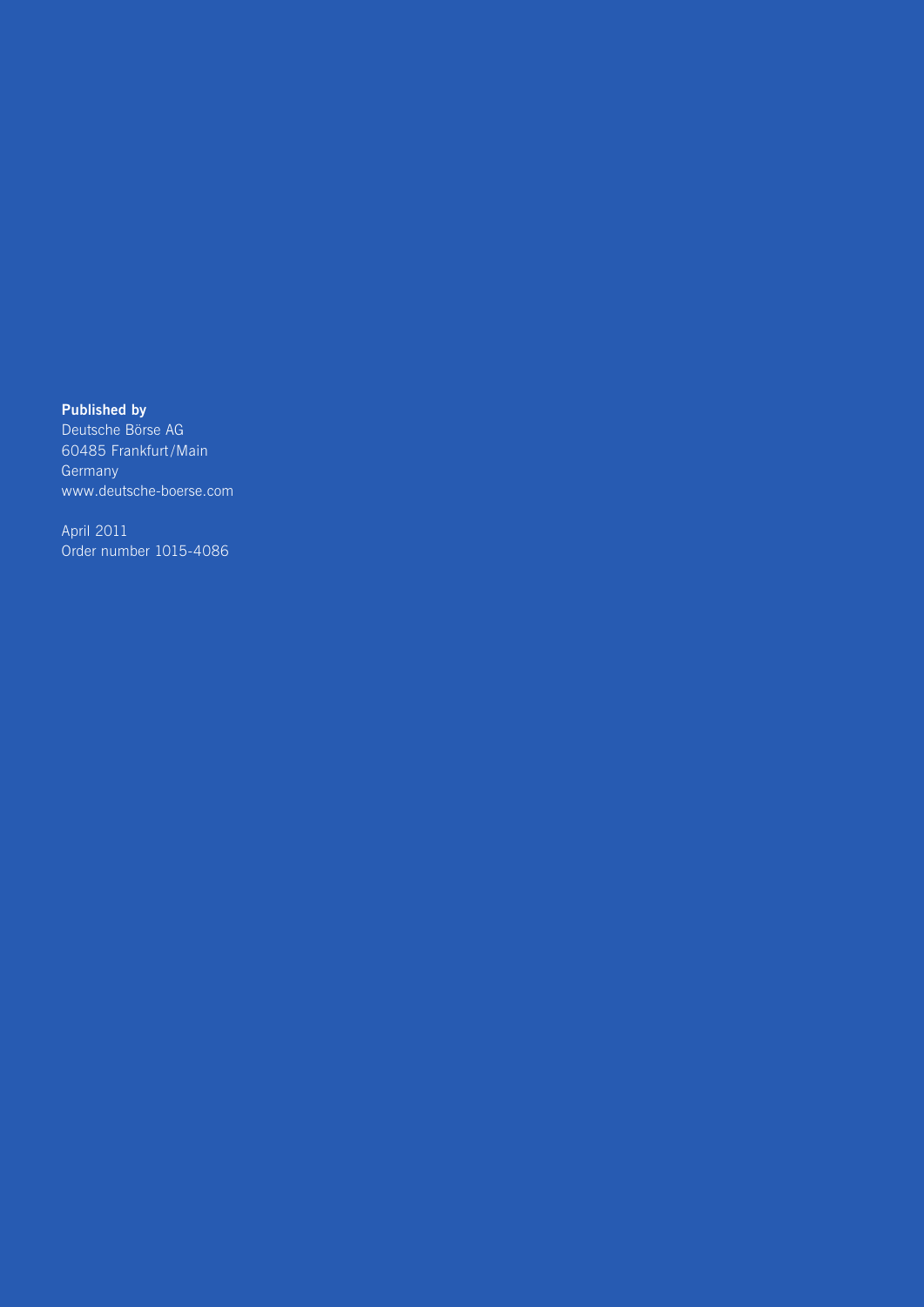**Published by**
Deutsche Börse AG
60485 Frankfurt/Main
Germany
www.deutsche-boerse.com

April 2011
Order number 1015-4086